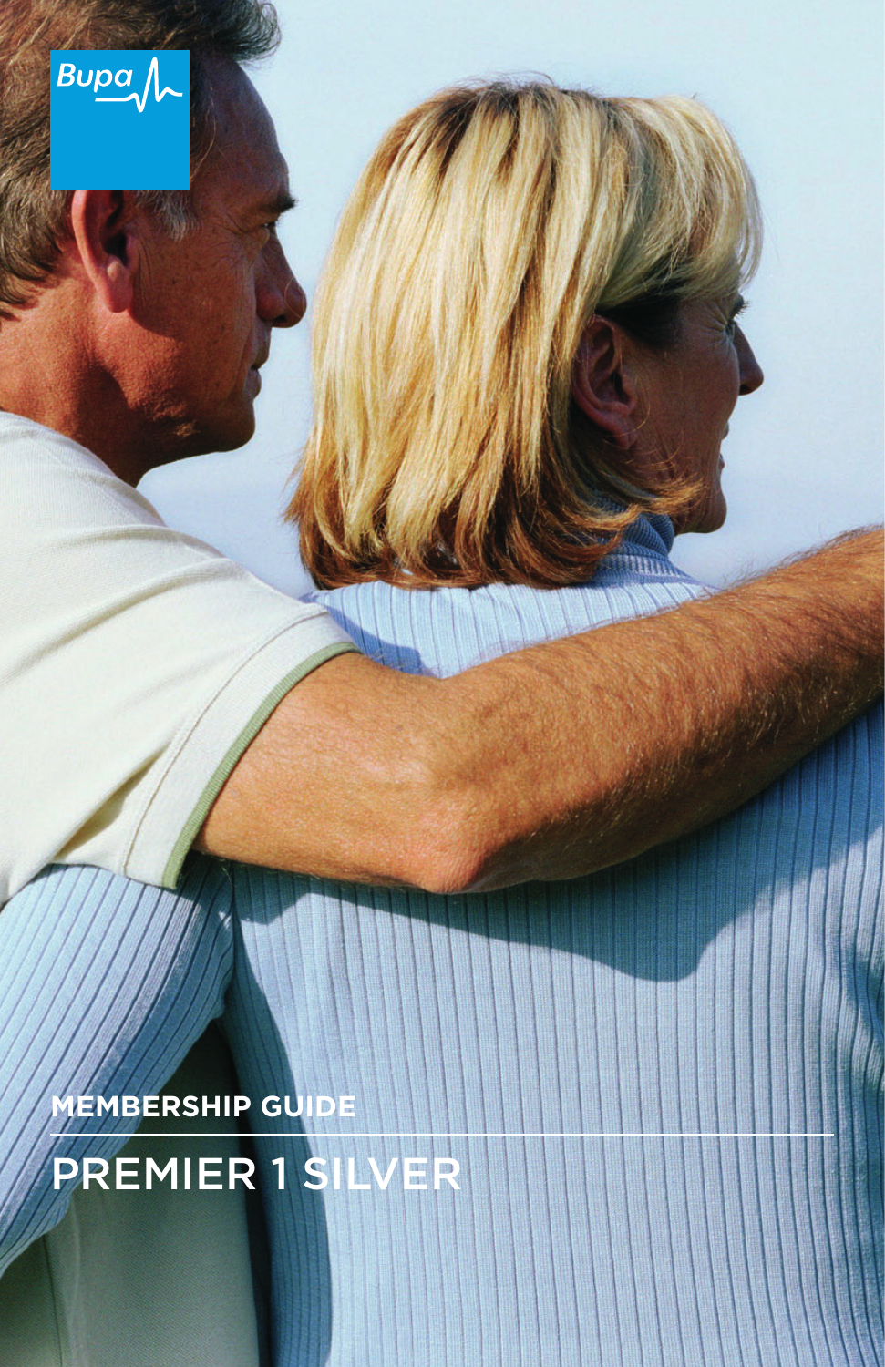Bupa

MEMBERSHIP GUIDE

# PREMIER 1 SILVER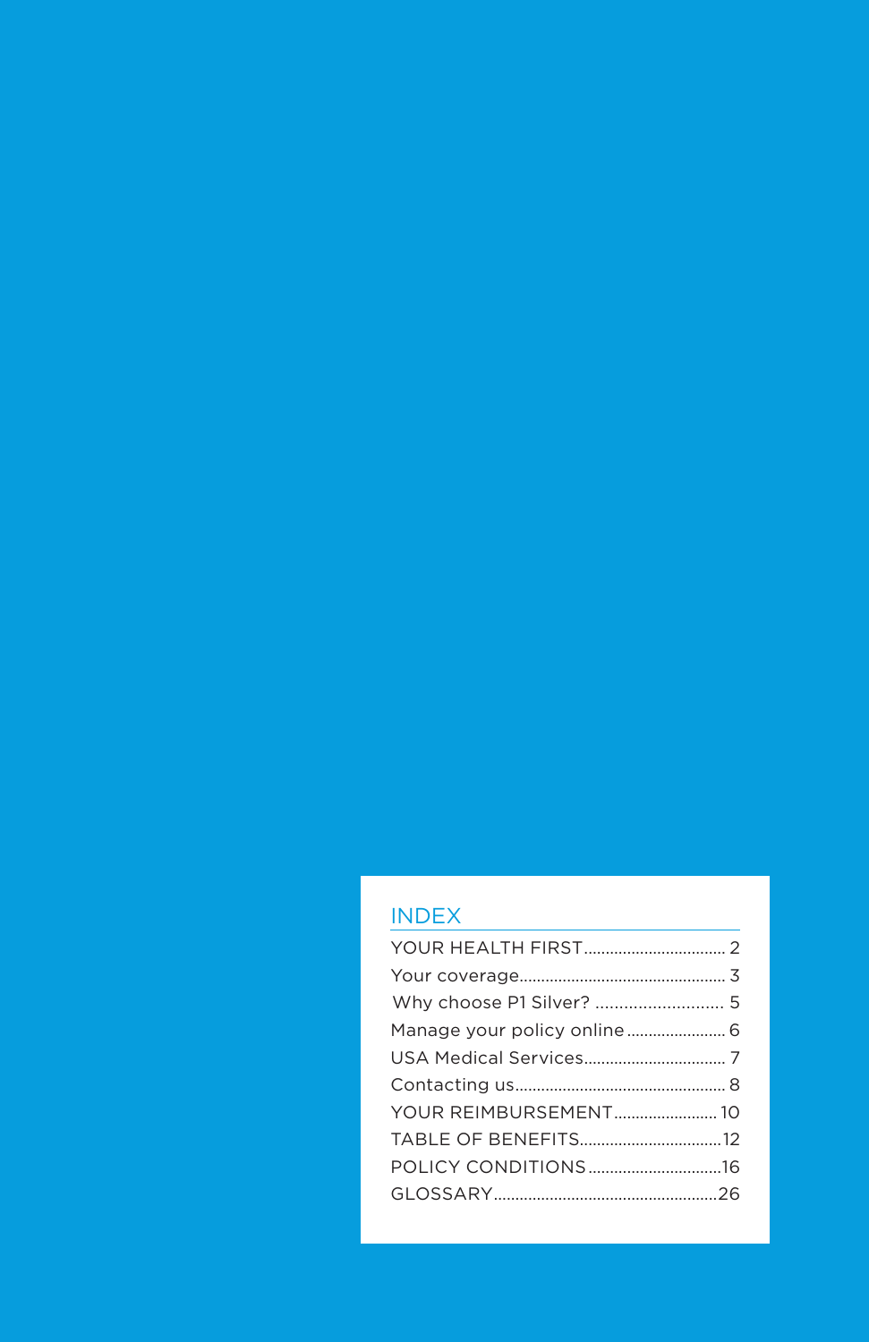## INDEX

| | |
|---|---|
| YOUR HEALTH FIRST | 2 |
| Your coverage | 3 |
| Why choose P1 Silver? | 5 |
| Manage your policy online | 6 |
| USA Medical Services | 7 |
| Contacting us | 8 |
| YOUR REIMBURSEMENT | 10 |
| TABLE OF BENEFITS | 12 |
| POLICY CONDITIONS | 16 |
| GLOSSARY | 26 |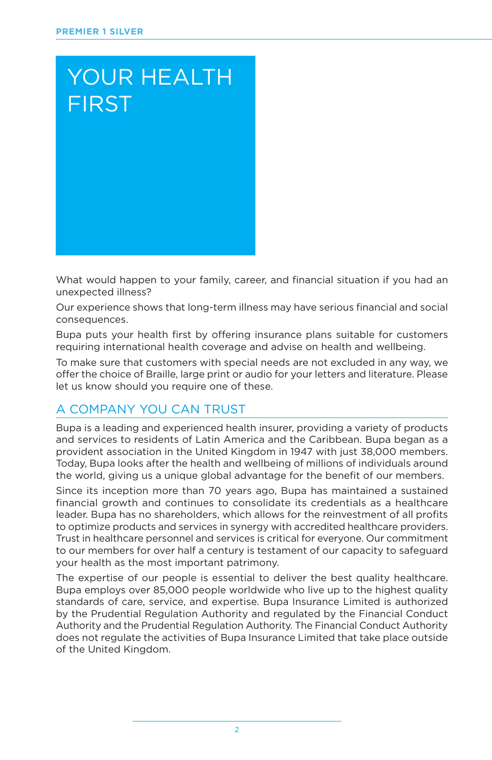# YOUR HEALTH FIRST

What would happen to your family, career, and financial situation if you had an unexpected illness?

Our experience shows that long-term illness may have serious financial and social consequences.

Bupa puts your health first by offering insurance plans suitable for customers requiring international health coverage and advise on health and wellbeing.

To make sure that customers with special needs are not excluded in any way, we offer the choice of Braille, large print or audio for your letters and literature. Please let us know should you require one of these.

## A COMPANY YOU CAN TRUST

Bupa is a leading and experienced health insurer, providing a variety of products and services to residents of Latin America and the Caribbean. Bupa began as a provident association in the United Kingdom in 1947 with just 38,000 members. Today, Bupa looks after the health and wellbeing of millions of individuals around the world, giving us a unique global advantage for the benefit of our members.

Since its inception more than 70 years ago, Bupa has maintained a sustained financial growth and continues to consolidate its credentials as a healthcare leader. Bupa has no shareholders, which allows for the reinvestment of all profits to optimize products and services in synergy with accredited healthcare providers. Trust in healthcare personnel and services is critical for everyone. Our commitment to our members for over half a century is testament of our capacity to safeguard your health as the most important patrimony.

The expertise of our people is essential to deliver the best quality healthcare. Bupa employs over 85,000 people worldwide who live up to the highest quality standards of care, service, and expertise. Bupa Insurance Limited is authorized by the Prudential Regulation Authority and regulated by the Financial Conduct Authority and the Prudential Regulation Authority. The Financial Conduct Authority does not regulate the activities of Bupa Insurance Limited that take place outside of the United Kingdom.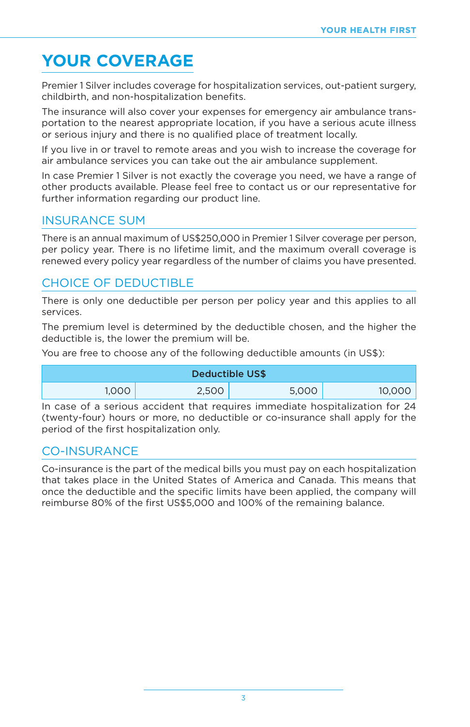# YOUR COVERAGE

Premier 1 Silver includes coverage for hospitalization services, out-patient surgery, childbirth, and non-hospitalization benefits.

The insurance will also cover your expenses for emergency air ambulance transportation to the nearest appropriate location, if you have a serious acute illness or serious injury and there is no qualified place of treatment locally.

If you live in or travel to remote areas and you wish to increase the coverage for air ambulance services you can take out the air ambulance supplement.

In case Premier 1 Silver is not exactly the coverage you need, we have a range of other products available. Please feel free to contact us or our representative for further information regarding our product line.

## INSURANCE SUM

There is an annual maximum of US$250,000 in Premier 1 Silver coverage per person, per policy year. There is no lifetime limit, and the maximum overall coverage is renewed every policy year regardless of the number of claims you have presented.

## CHOICE OF DEDUCTIBLE

There is only one deductible per person per policy year and this applies to all services.

The premium level is determined by the deductible chosen, and the higher the deductible is, the lower the premium will be.

You are free to choose any of the following deductible amounts (in US$):

| Deductible US$ | | | |
|---:|---:|---:|---:|
| 1,000 | 2,500 | 5,000 | 10,000 |

In case of a serious accident that requires immediate hospitalization for 24 (twenty-four) hours or more, no deductible or co-insurance shall apply for the period of the first hospitalization only.

## CO-INSURANCE

Co-insurance is the part of the medical bills you must pay on each hospitalization that takes place in the United States of America and Canada. This means that once the deductible and the specific limits have been applied, the company will reimburse 80% of the first US$5,000 and 100% of the remaining balance.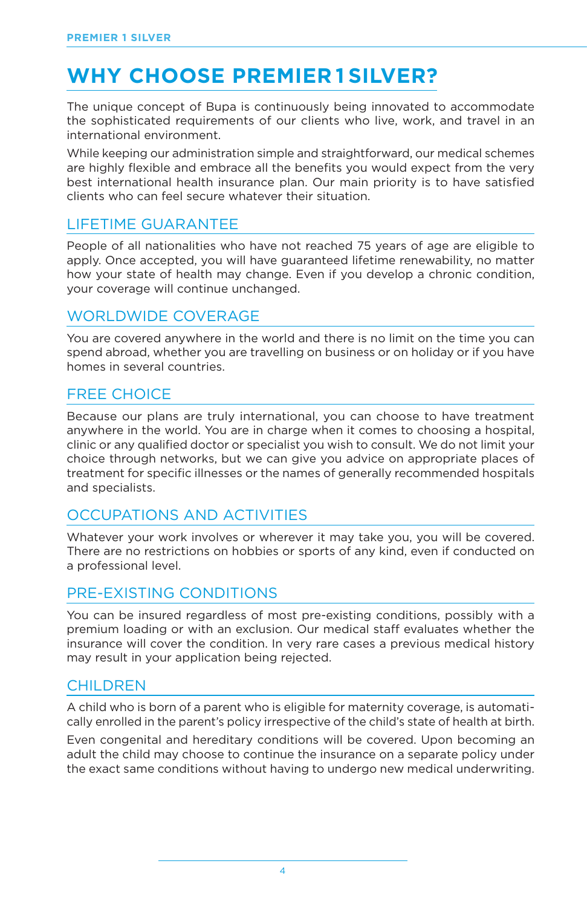# WHY CHOOSE PREMIER 1 SILVER?

The unique concept of Bupa is continuously being innovated to accommodate the sophisticated requirements of our clients who live, work, and travel in an international environment.

While keeping our administration simple and straightforward, our medical schemes are highly flexible and embrace all the benefits you would expect from the very best international health insurance plan. Our main priority is to have satisfied clients who can feel secure whatever their situation.

## LIFETIME GUARANTEE

People of all nationalities who have not reached 75 years of age are eligible to apply. Once accepted, you will have guaranteed lifetime renewability, no matter how your state of health may change. Even if you develop a chronic condition, your coverage will continue unchanged.

## WORLDWIDE COVERAGE

You are covered anywhere in the world and there is no limit on the time you can spend abroad, whether you are travelling on business or on holiday or if you have homes in several countries.

## FREE CHOICE

Because our plans are truly international, you can choose to have treatment anywhere in the world. You are in charge when it comes to choosing a hospital, clinic or any qualified doctor or specialist you wish to consult. We do not limit your choice through networks, but we can give you advice on appropriate places of treatment for specific illnesses or the names of generally recommended hospitals and specialists.

## OCCUPATIONS AND ACTIVITIES

Whatever your work involves or wherever it may take you, you will be covered. There are no restrictions on hobbies or sports of any kind, even if conducted on a professional level.

## PRE-EXISTING CONDITIONS

You can be insured regardless of most pre-existing conditions, possibly with a premium loading or with an exclusion. Our medical staff evaluates whether the insurance will cover the condition. In very rare cases a previous medical history may result in your application being rejected.

## CHILDREN

A child who is born of a parent who is eligible for maternity coverage, is automatically enrolled in the parent's policy irrespective of the child's state of health at birth.

Even congenital and hereditary conditions will be covered. Upon becoming an adult the child may choose to continue the insurance on a separate policy under the exact same conditions without having to undergo new medical underwriting.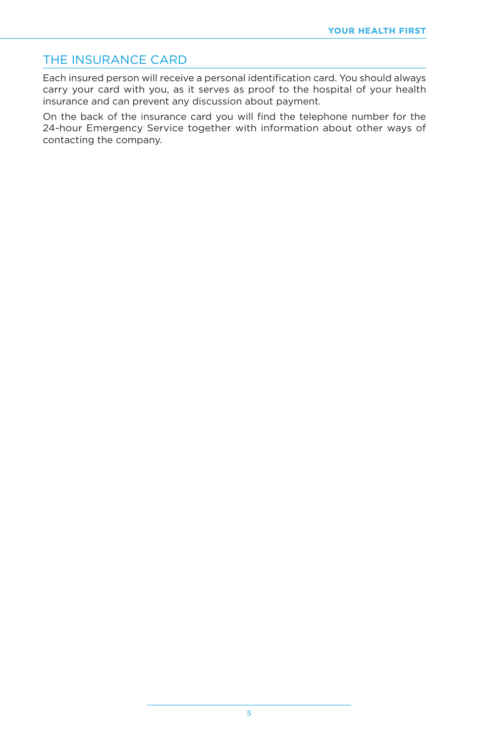## THE INSURANCE CARD

Each insured person will receive a personal identification card. You should always carry your card with you, as it serves as proof to the hospital of your health insurance and can prevent any discussion about payment.

On the back of the insurance card you will find the telephone number for the 24-hour Emergency Service together with information about other ways of contacting the company.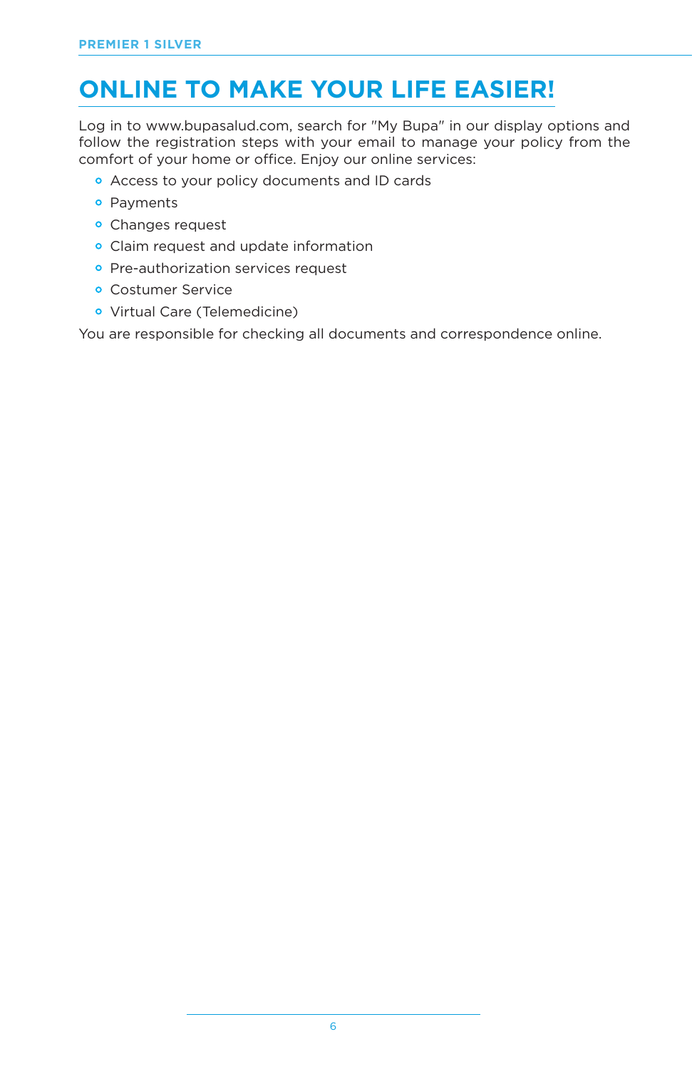# ONLINE TO MAKE YOUR LIFE EASIER!

Log in to www.bupasalud.com, search for "My Bupa" in our display options and follow the registration steps with your email to manage your policy from the comfort of your home or office. Enjoy our online services:

- Access to your policy documents and ID cards
- Payments
- Changes request
- Claim request and update information
- Pre-authorization services request
- Costumer Service
- Virtual Care (Telemedicine)

You are responsible for checking all documents and correspondence online.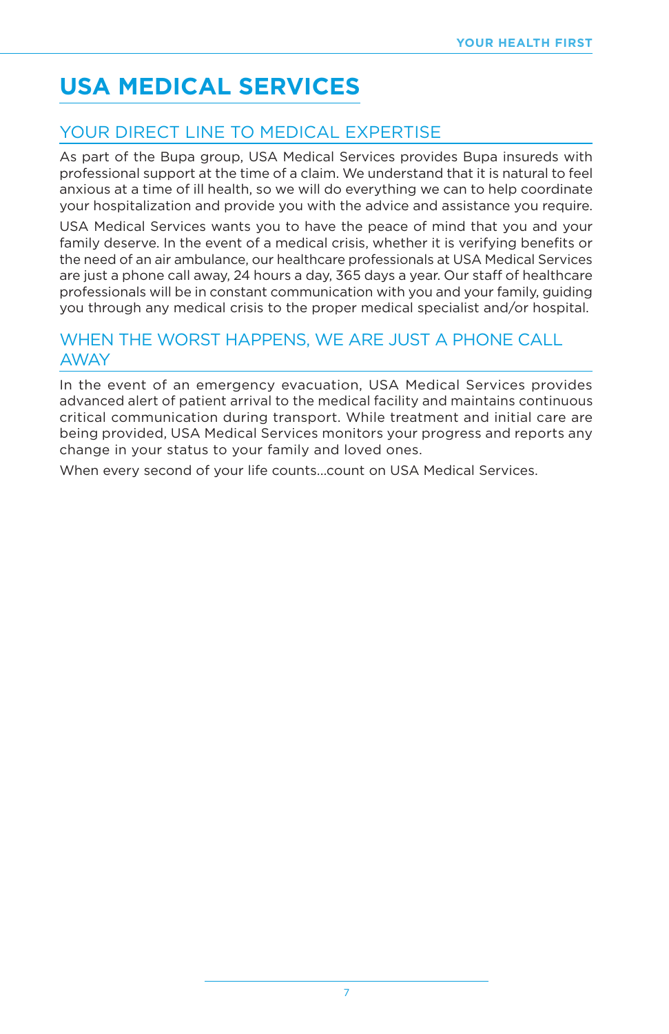# USA MEDICAL SERVICES

## YOUR DIRECT LINE TO MEDICAL EXPERTISE

As part of the Bupa group, USA Medical Services provides Bupa insureds with professional support at the time of a claim. We understand that it is natural to feel anxious at a time of ill health, so we will do everything we can to help coordinate your hospitalization and provide you with the advice and assistance you require.

USA Medical Services wants you to have the peace of mind that you and your family deserve. In the event of a medical crisis, whether it is verifying benefits or the need of an air ambulance, our healthcare professionals at USA Medical Services are just a phone call away, 24 hours a day, 365 days a year. Our staff of healthcare professionals will be in constant communication with you and your family, guiding you through any medical crisis to the proper medical specialist and/or hospital.

## WHEN THE WORST HAPPENS, WE ARE JUST A PHONE CALL AWAY

In the event of an emergency evacuation, USA Medical Services provides advanced alert of patient arrival to the medical facility and maintains continuous critical communication during transport. While treatment and initial care are being provided, USA Medical Services monitors your progress and reports any change in your status to your family and loved ones.

When every second of your life counts...count on USA Medical Services.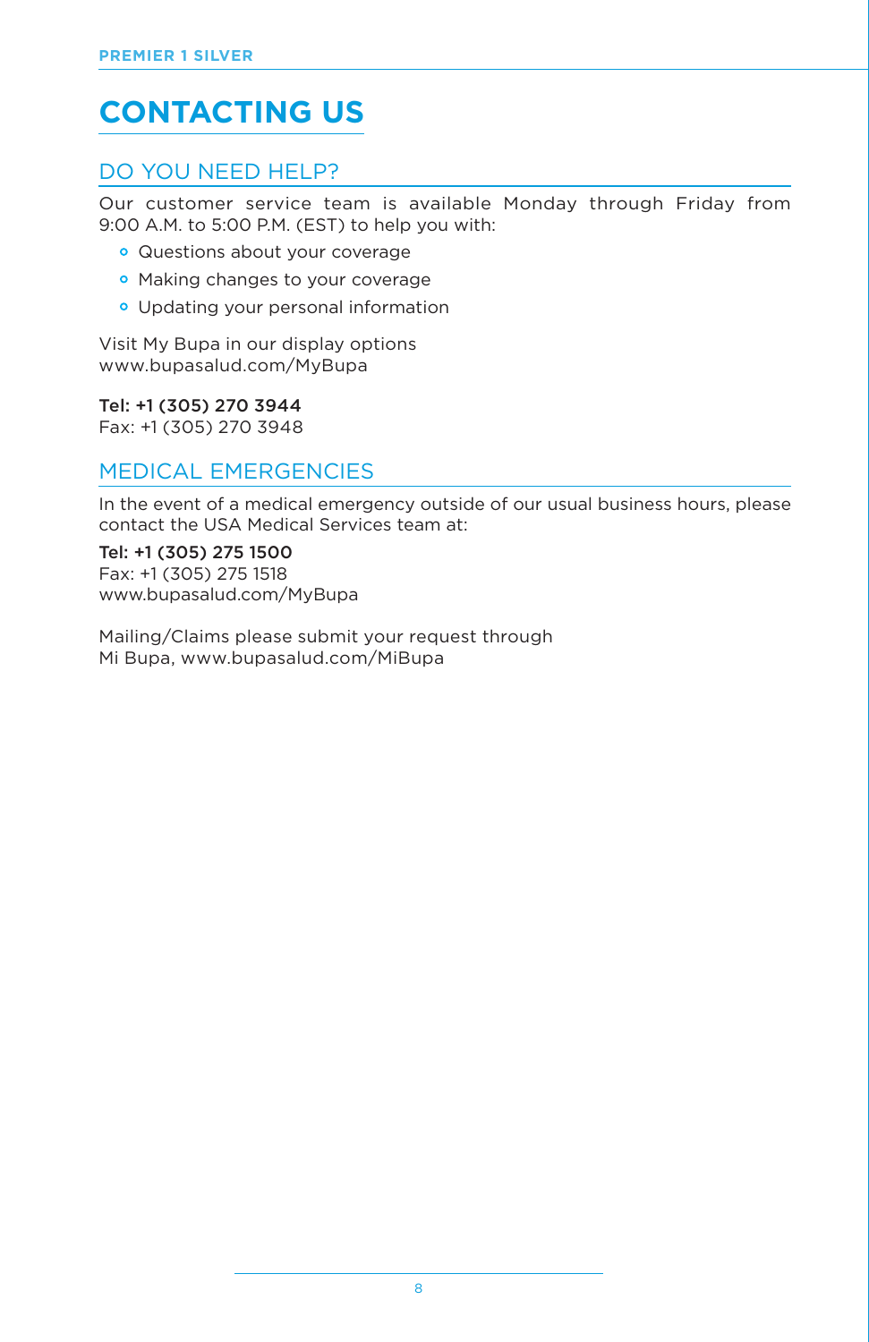# CONTACTING US

## DO YOU NEED HELP?

Our customer service team is available Monday through Friday from 9:00 A.M. to 5:00 P.M. (EST) to help you with:

- Questions about your coverage
- Making changes to your coverage
- Updating your personal information

Visit My Bupa in our display options
www.bupasalud.com/MyBupa

**Tel: +1 (305) 270 3944**
Fax: +1 (305) 270 3948

## MEDICAL EMERGENCIES

In the event of a medical emergency outside of our usual business hours, please contact the USA Medical Services team at:

**Tel: +1 (305) 275 1500**
Fax: +1 (305) 275 1518
www.bupasalud.com/MyBupa

Mailing/Claims please submit your request through
Mi Bupa, www.bupasalud.com/MiBupa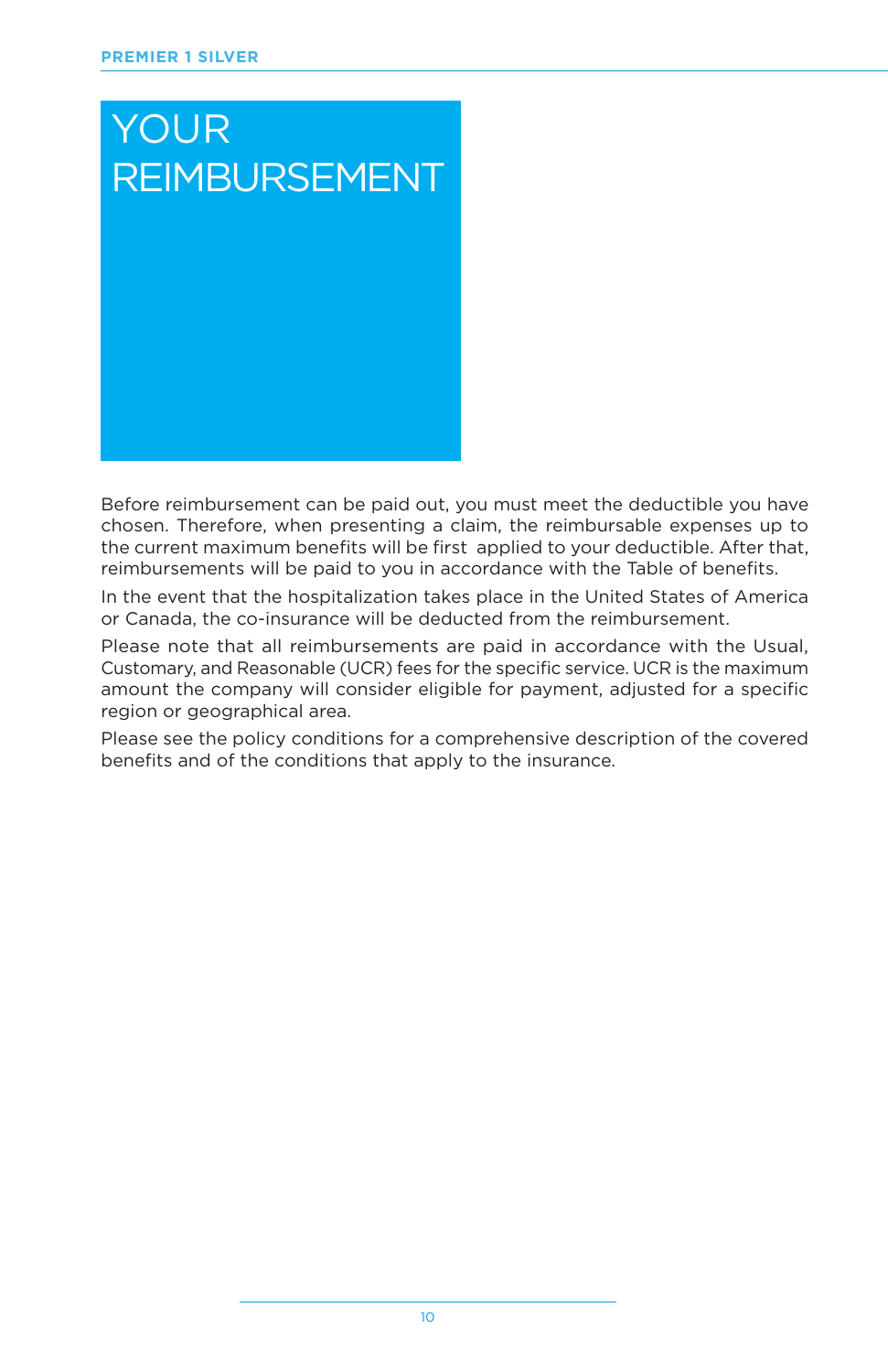# YOUR REIMBURSEMENT

Before reimbursement can be paid out, you must meet the deductible you have chosen. Therefore, when presenting a claim, the reimbursable expenses up to the current maximum benefits will be first applied to your deductible. After that, reimbursements will be paid to you in accordance with the Table of benefits.

In the event that the hospitalization takes place in the United States of America or Canada, the co-insurance will be deducted from the reimbursement.

Please note that all reimbursements are paid in accordance with the Usual, Customary, and Reasonable (UCR) fees for the specific service. UCR is the maximum amount the company will consider eligible for payment, adjusted for a specific region or geographical area.

Please see the policy conditions for a comprehensive description of the covered benefits and of the conditions that apply to the insurance.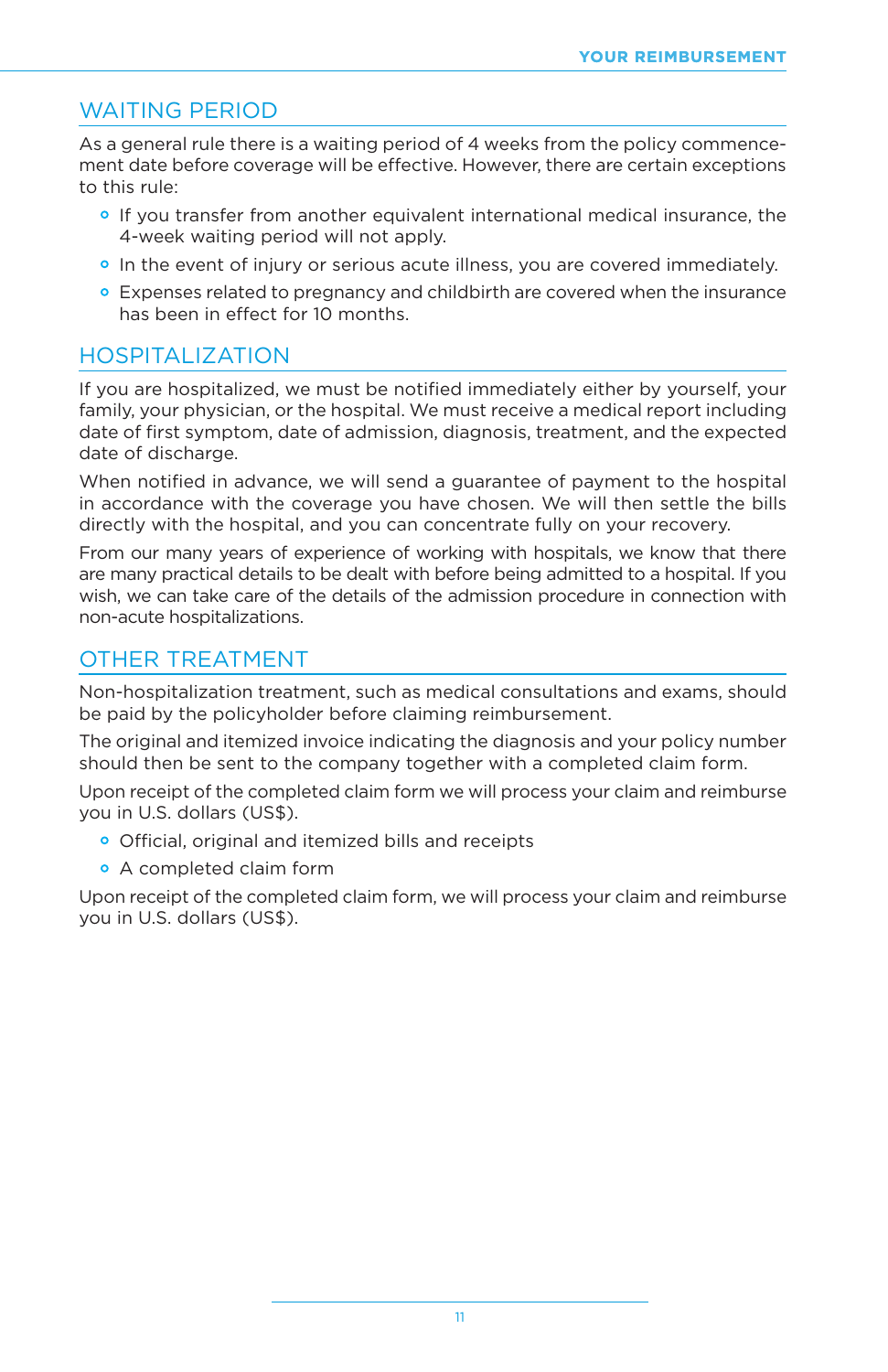## WAITING PERIOD

As a general rule there is a waiting period of 4 weeks from the policy commencement date before coverage will be effective. However, there are certain exceptions to this rule:

- If you transfer from another equivalent international medical insurance, the 4-week waiting period will not apply.
- In the event of injury or serious acute illness, you are covered immediately.
- Expenses related to pregnancy and childbirth are covered when the insurance has been in effect for 10 months.

## HOSPITALIZATION

If you are hospitalized, we must be notified immediately either by yourself, your family, your physician, or the hospital. We must receive a medical report including date of first symptom, date of admission, diagnosis, treatment, and the expected date of discharge.

When notified in advance, we will send a guarantee of payment to the hospital in accordance with the coverage you have chosen. We will then settle the bills directly with the hospital, and you can concentrate fully on your recovery.

From our many years of experience of working with hospitals, we know that there are many practical details to be dealt with before being admitted to a hospital. If you wish, we can take care of the details of the admission procedure in connection with non-acute hospitalizations.

## OTHER TREATMENT

Non-hospitalization treatment, such as medical consultations and exams, should be paid by the policyholder before claiming reimbursement.

The original and itemized invoice indicating the diagnosis and your policy number should then be sent to the company together with a completed claim form.

Upon receipt of the completed claim form we will process your claim and reimburse you in U.S. dollars (US$).

- Official, original and itemized bills and receipts
- A completed claim form

Upon receipt of the completed claim form, we will process your claim and reimburse you in U.S. dollars (US$).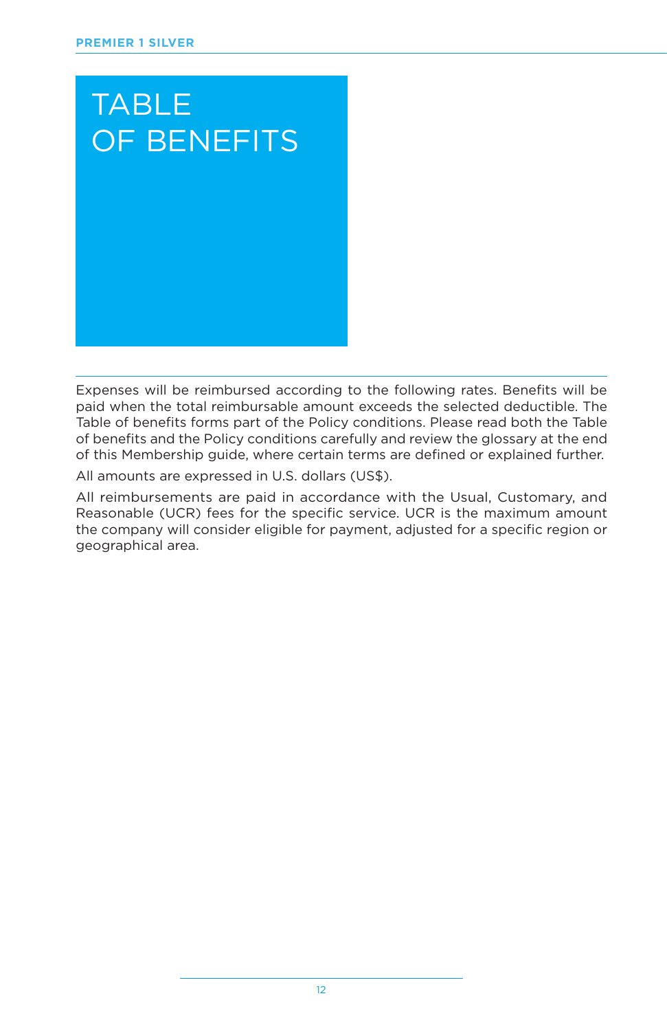# TABLE OF BENEFITS

Expenses will be reimbursed according to the following rates. Benefits will be paid when the total reimbursable amount exceeds the selected deductible. The Table of benefits forms part of the Policy conditions. Please read both the Table of benefits and the Policy conditions carefully and review the glossary at the end of this Membership guide, where certain terms are defined or explained further.

All amounts are expressed in U.S. dollars (US$).

All reimbursements are paid in accordance with the Usual, Customary, and Reasonable (UCR) fees for the specific service. UCR is the maximum amount the company will consider eligible for payment, adjusted for a specific region or geographical area.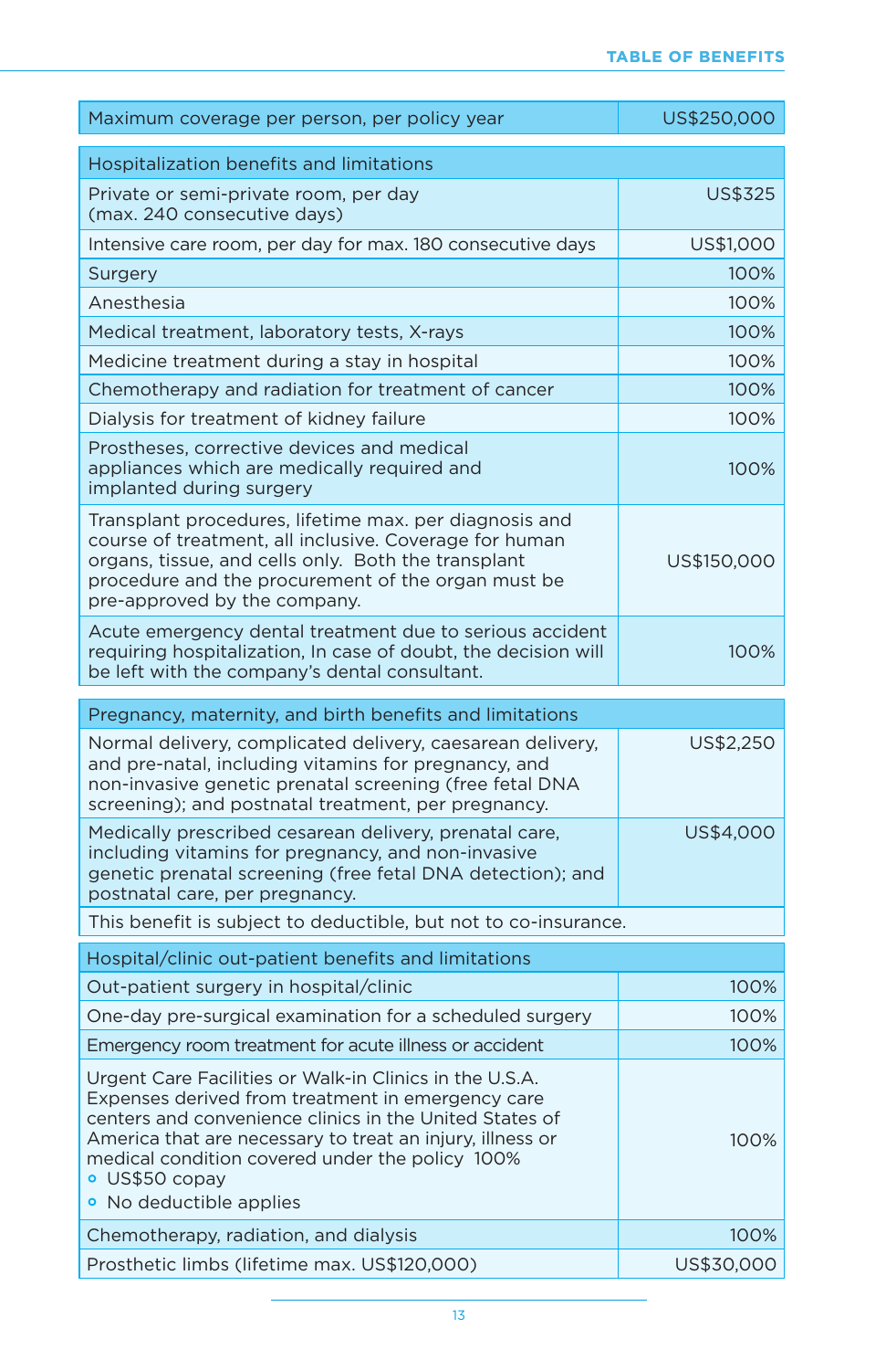## TABLE OF BENEFITS

| Maximum coverage per person, per policy year | US$250,000 |
|---|---|

| Hospitalization benefits and limitations | |
|---|---|
| Private or semi-private room, per day (max. 240 consecutive days) | US$325 |
| Intensive care room, per day for max. 180 consecutive days | US$1,000 |
| Surgery | 100% |
| Anesthesia | 100% |
| Medical treatment, laboratory tests, X-rays | 100% |
| Medicine treatment during a stay in hospital | 100% |
| Chemotherapy and radiation for treatment of cancer | 100% |
| Dialysis for treatment of kidney failure | 100% |
| Prostheses, corrective devices and medical appliances which are medically required and implanted during surgery | 100% |
| Transplant procedures, lifetime max. per diagnosis and course of treatment, all inclusive. Coverage for human organs, tissue, and cells only. Both the transplant procedure and the procurement of the organ must be pre-approved by the company. | US$150,000 |
| Acute emergency dental treatment due to serious accident requiring hospitalization, In case of doubt, the decision will be left with the company's dental consultant. | 100% |

| Pregnancy, maternity, and birth benefits and limitations | |
|---|---|
| Normal delivery, complicated delivery, caesarean delivery, and pre-natal, including vitamins for pregnancy, and non-invasive genetic prenatal screening (free fetal DNA screening); and postnatal treatment, per pregnancy. | US$2,250 |
| Medically prescribed cesarean delivery, prenatal care, including vitamins for pregnancy, and non-invasive genetic prenatal screening (free fetal DNA detection); and postnatal care, per pregnancy. | US$4,000 |
| This benefit is subject to deductible, but not to co-insurance. | |

| Hospital/clinic out-patient benefits and limitations | |
|---|---|
| Out-patient surgery in hospital/clinic | 100% |
| One-day pre-surgical examination for a scheduled surgery | 100% |
| Emergency room treatment for acute illness or accident | 100% |
| Urgent Care Facilities or Walk-in Clinics in the U.S.A. Expenses derived from treatment in emergency care centers and convenience clinics in the United States of America that are necessary to treat an injury, illness or medical condition covered under the policy 100% <br>• US$50 copay <br>• No deductible applies | 100% |
| Chemotherapy, radiation, and dialysis | 100% |
| Prosthetic limbs (lifetime max. US$120,000) | US$30,000 |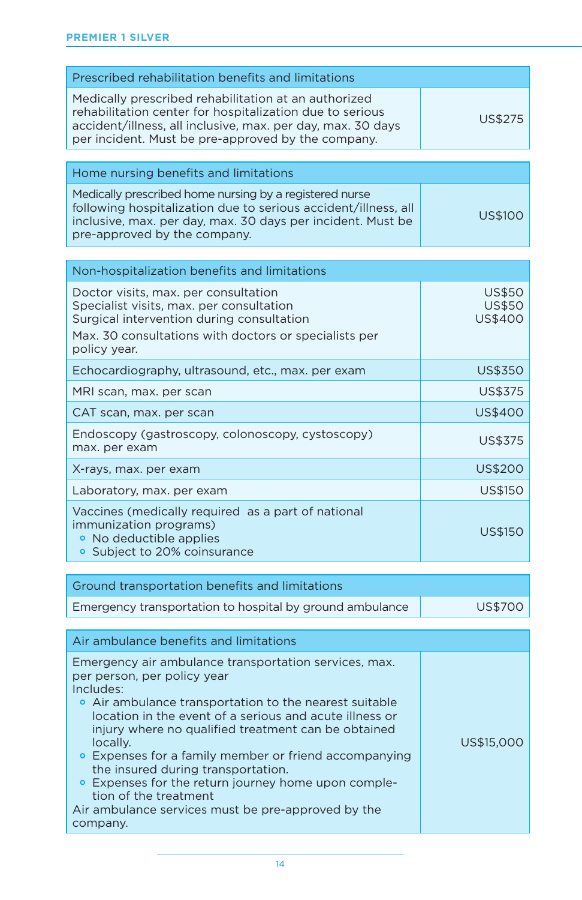| Prescribed rehabilitation benefits and limitations | |
|---|---|
| Medically prescribed rehabilitation at an authorized rehabilitation center for hospitalization due to serious accident/illness, all inclusive, max. per day, max. 30 days per incident. Must be pre-approved by the company. | US$275 |

| Home nursing benefits and limitations | |
|---|---|
| Medically prescribed home nursing by a registered nurse following hospitalization due to serious accident/illness, all inclusive, max. per day, max. 30 days per incident. Must be pre-approved by the company. | US$100 |

| Non-hospitalization benefits and limitations | |
|---|---|
| Doctor visits, max. per consultation<br>Specialist visits, max. per consultation<br>Surgical intervention during consultation<br>Max. 30 consultations with doctors or specialists per policy year. | US$50<br>US$50<br>US$400 |
| Echocardiography, ultrasound, etc., max. per exam | US$350 |
| MRI scan, max. per scan | US$375 |
| CAT scan, max. per scan | US$400 |
| Endoscopy (gastroscopy, colonoscopy, cystoscopy) max. per exam | US$375 |
| X-rays, max. per exam | US$200 |
| Laboratory, max. per exam | US$150 |
| Vaccines (medically required as a part of national immunization programs)<br>• No deductible applies<br>• Subject to 20% coinsurance | US$150 |

| Ground transportation benefits and limitations | |
|---|---|
| Emergency transportation to hospital by ground ambulance | US$700 |

| Air ambulance benefits and limitations | |
|---|---|
| Emergency air ambulance transportation services, max. per person, per policy year<br>Includes:<br>• Air ambulance transportation to the nearest suitable location in the event of a serious and acute illness or injury where no qualified treatment can be obtained locally.<br>• Expenses for a family member or friend accompanying the insured during transportation.<br>• Expenses for the return journey home upon completion of the treatment<br>Air ambulance services must be pre-approved by the company. | US$15,000 |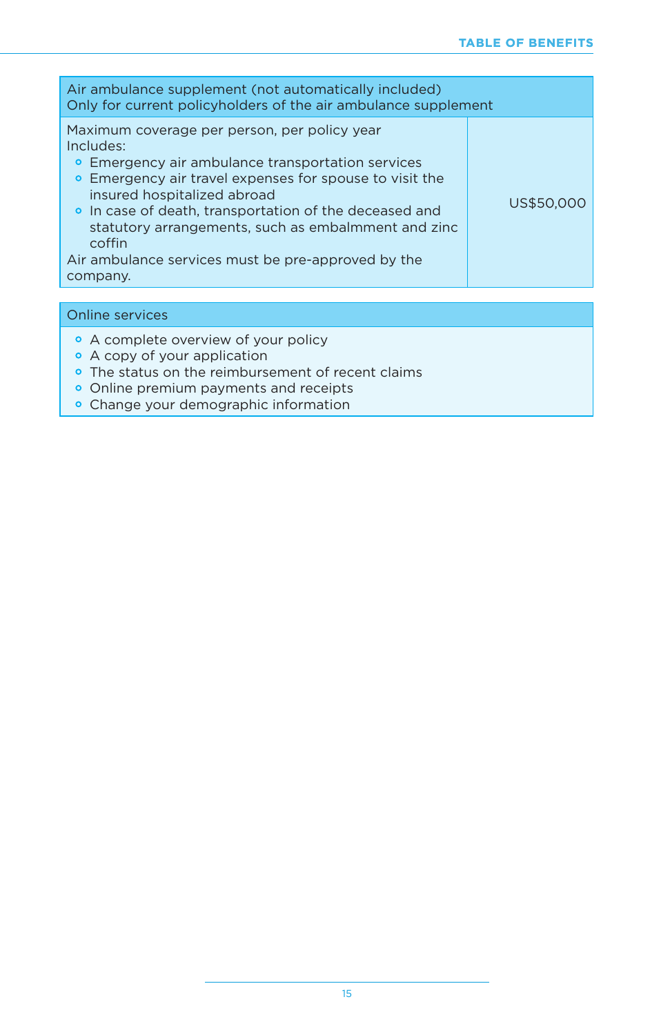| Air ambulance supplement (not automatically included)<br>Only for current policyholders of the air ambulance supplement | |
|---|---|
| Maximum coverage per person, per policy year<br>Includes:<br>• Emergency air ambulance transportation services<br>• Emergency air travel expenses for spouse to visit the insured hospitalized abroad<br>• In case of death, transportation of the deceased and statutory arrangements, such as embalmment and zinc coffin<br>Air ambulance services must be pre-approved by the company. | US$50,000 |

| Online services |
|---|
| • A complete overview of your policy<br>• A copy of your application<br>• The status on the reimbursement of recent claims<br>• Online premium payments and receipts<br>• Change your demographic information |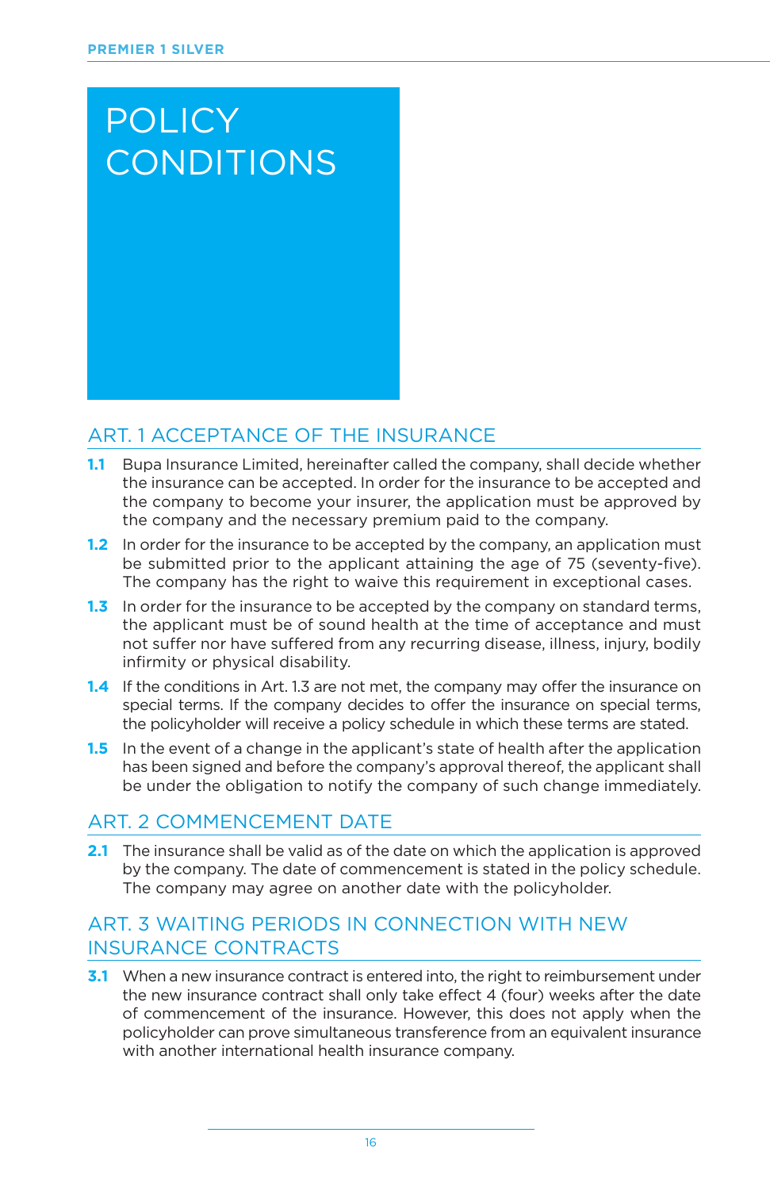# POLICY CONDITIONS

## ART. 1 ACCEPTANCE OF THE INSURANCE

**1.1** Bupa Insurance Limited, hereinafter called the company, shall decide whether the insurance can be accepted. In order for the insurance to be accepted and the company to become your insurer, the application must be approved by the company and the necessary premium paid to the company.

**1.2** In order for the insurance to be accepted by the company, an application must be submitted prior to the applicant attaining the age of 75 (seventy-five). The company has the right to waive this requirement in exceptional cases.

**1.3** In order for the insurance to be accepted by the company on standard terms, the applicant must be of sound health at the time of acceptance and must not suffer nor have suffered from any recurring disease, illness, injury, bodily infirmity or physical disability.

**1.4** If the conditions in Art. 1.3 are not met, the company may offer the insurance on special terms. If the company decides to offer the insurance on special terms, the policyholder will receive a policy schedule in which these terms are stated.

**1.5** In the event of a change in the applicant's state of health after the application has been signed and before the company's approval thereof, the applicant shall be under the obligation to notify the company of such change immediately.

## ART. 2 COMMENCEMENT DATE

**2.1** The insurance shall be valid as of the date on which the application is approved by the company. The date of commencement is stated in the policy schedule. The company may agree on another date with the policyholder.

## ART. 3 WAITING PERIODS IN CONNECTION WITH NEW INSURANCE CONTRACTS

**3.1** When a new insurance contract is entered into, the right to reimbursement under the new insurance contract shall only take effect 4 (four) weeks after the date of commencement of the insurance. However, this does not apply when the policyholder can prove simultaneous transference from an equivalent insurance with another international health insurance company.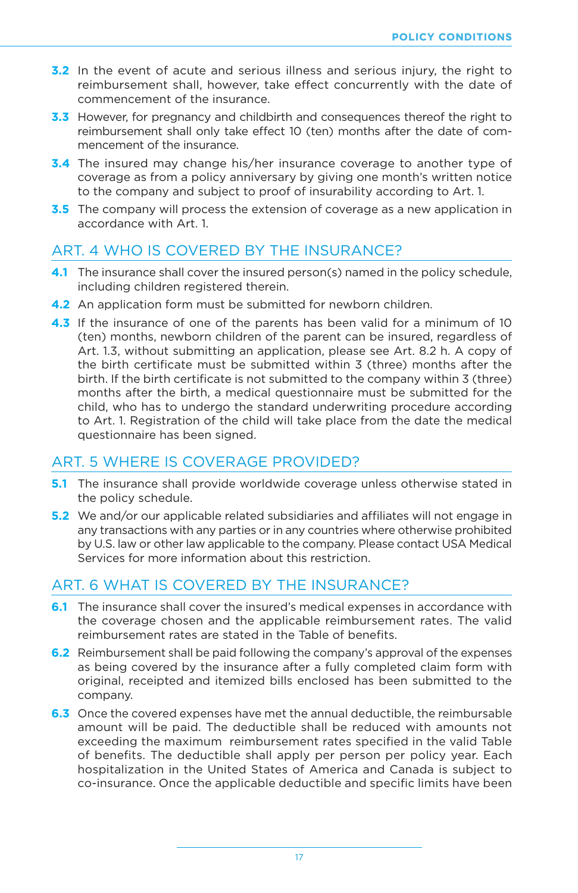**3.2** In the event of acute and serious illness and serious injury, the right to reimbursement shall, however, take effect concurrently with the date of commencement of the insurance.

**3.3** However, for pregnancy and childbirth and consequences thereof the right to reimbursement shall only take effect 10 (ten) months after the date of commencement of the insurance.

**3.4** The insured may change his/her insurance coverage to another type of coverage as from a policy anniversary by giving one month's written notice to the company and subject to proof of insurability according to Art. 1.

**3.5** The company will process the extension of coverage as a new application in accordance with Art. 1.

## ART. 4 WHO IS COVERED BY THE INSURANCE?

**4.1** The insurance shall cover the insured person(s) named in the policy schedule, including children registered therein.

**4.2** An application form must be submitted for newborn children.

**4.3** If the insurance of one of the parents has been valid for a minimum of 10 (ten) months, newborn children of the parent can be insured, regardless of Art. 1.3, without submitting an application, please see Art. 8.2 h. A copy of the birth certificate must be submitted within 3 (three) months after the birth. If the birth certificate is not submitted to the company within 3 (three) months after the birth, a medical questionnaire must be submitted for the child, who has to undergo the standard underwriting procedure according to Art. 1. Registration of the child will take place from the date the medical questionnaire has been signed.

## ART. 5 WHERE IS COVERAGE PROVIDED?

**5.1** The insurance shall provide worldwide coverage unless otherwise stated in the policy schedule.

**5.2** We and/or our applicable related subsidiaries and affiliates will not engage in any transactions with any parties or in any countries where otherwise prohibited by U.S. law or other law applicable to the company. Please contact USA Medical Services for more information about this restriction.

## ART. 6 WHAT IS COVERED BY THE INSURANCE?

**6.1** The insurance shall cover the insured's medical expenses in accordance with the coverage chosen and the applicable reimbursement rates. The valid reimbursement rates are stated in the Table of benefits.

**6.2** Reimbursement shall be paid following the company's approval of the expenses as being covered by the insurance after a fully completed claim form with original, receipted and itemized bills enclosed has been submitted to the company.

**6.3** Once the covered expenses have met the annual deductible, the reimbursable amount will be paid. The deductible shall be reduced with amounts not exceeding the maximum reimbursement rates specified in the valid Table of benefits. The deductible shall apply per person per policy year. Each hospitalization in the United States of America and Canada is subject to co-insurance. Once the applicable deductible and specific limits have been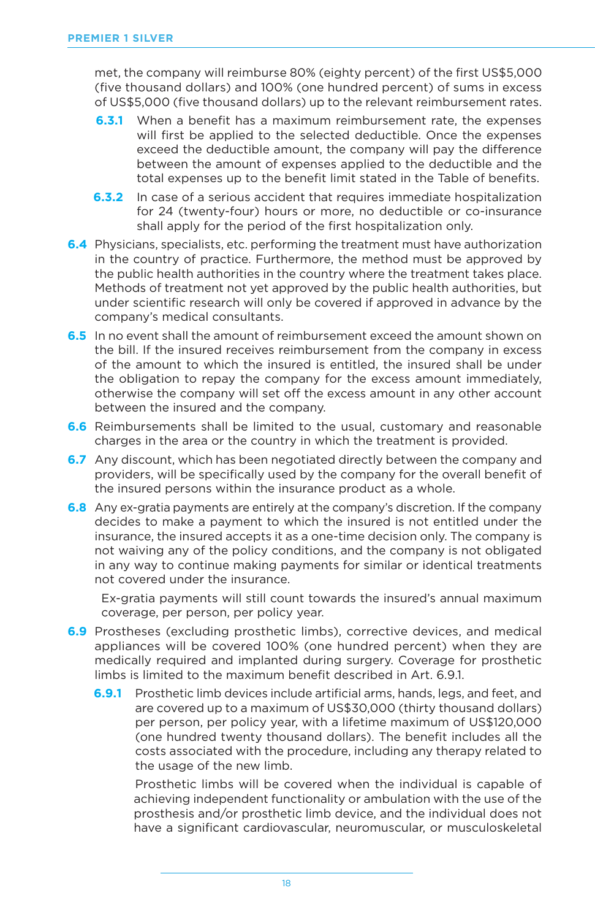met, the company will reimburse 80% (eighty percent) of the first US$5,000 (five thousand dollars) and 100% (one hundred percent) of sums in excess of US$5,000 (five thousand dollars) up to the relevant reimbursement rates.

**6.3.1** When a benefit has a maximum reimbursement rate, the expenses will first be applied to the selected deductible. Once the expenses exceed the deductible amount, the company will pay the difference between the amount of expenses applied to the deductible and the total expenses up to the benefit limit stated in the Table of benefits.

**6.3.2** In case of a serious accident that requires immediate hospitalization for 24 (twenty-four) hours or more, no deductible or co-insurance shall apply for the period of the first hospitalization only.

**6.4** Physicians, specialists, etc. performing the treatment must have authorization in the country of practice. Furthermore, the method must be approved by the public health authorities in the country where the treatment takes place. Methods of treatment not yet approved by the public health authorities, but under scientific research will only be covered if approved in advance by the company's medical consultants.

**6.5** In no event shall the amount of reimbursement exceed the amount shown on the bill. If the insured receives reimbursement from the company in excess of the amount to which the insured is entitled, the insured shall be under the obligation to repay the company for the excess amount immediately, otherwise the company will set off the excess amount in any other account between the insured and the company.

**6.6** Reimbursements shall be limited to the usual, customary and reasonable charges in the area or the country in which the treatment is provided.

**6.7** Any discount, which has been negotiated directly between the company and providers, will be specifically used by the company for the overall benefit of the insured persons within the insurance product as a whole.

**6.8** Any ex-gratia payments are entirely at the company's discretion. If the company decides to make a payment to which the insured is not entitled under the insurance, the insured accepts it as a one-time decision only. The company is not waiving any of the policy conditions, and the company is not obligated in any way to continue making payments for similar or identical treatments not covered under the insurance.

Ex-gratia payments will still count towards the insured's annual maximum coverage, per person, per policy year.

**6.9** Prostheses (excluding prosthetic limbs), corrective devices, and medical appliances will be covered 100% (one hundred percent) when they are medically required and implanted during surgery. Coverage for prosthetic limbs is limited to the maximum benefit described in Art. 6.9.1.

**6.9.1** Prosthetic limb devices include artificial arms, hands, legs, and feet, and are covered up to a maximum of US$30,000 (thirty thousand dollars) per person, per policy year, with a lifetime maximum of US$120,000 (one hundred twenty thousand dollars). The benefit includes all the costs associated with the procedure, including any therapy related to the usage of the new limb.

Prosthetic limbs will be covered when the individual is capable of achieving independent functionality or ambulation with the use of the prosthesis and/or prosthetic limb device, and the individual does not have a significant cardiovascular, neuromuscular, or musculoskeletal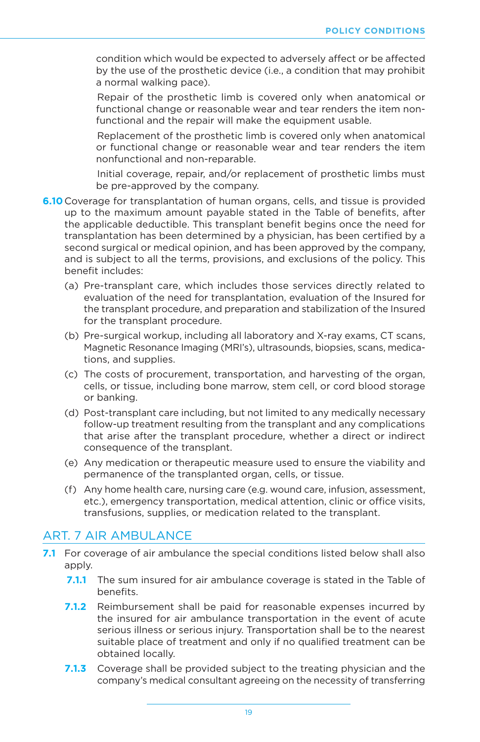condition which would be expected to adversely affect or be affected by the use of the prosthetic device (i.e., a condition that may prohibit a normal walking pace).

Repair of the prosthetic limb is covered only when anatomical or functional change or reasonable wear and tear renders the item non-functional and the repair will make the equipment usable.

Replacement of the prosthetic limb is covered only when anatomical or functional change or reasonable wear and tear renders the item nonfunctional and non-reparable.

Initial coverage, repair, and/or replacement of prosthetic limbs must be pre-approved by the company.

**6.10** Coverage for transplantation of human organs, cells, and tissue is provided up to the maximum amount payable stated in the Table of benefits, after the applicable deductible. This transplant benefit begins once the need for transplantation has been determined by a physician, has been certified by a second surgical or medical opinion, and has been approved by the company, and is subject to all the terms, provisions, and exclusions of the policy. This benefit includes:

(a) Pre-transplant care, which includes those services directly related to evaluation of the need for transplantation, evaluation of the Insured for the transplant procedure, and preparation and stabilization of the Insured for the transplant procedure.

(b) Pre-surgical workup, including all laboratory and X-ray exams, CT scans, Magnetic Resonance Imaging (MRI's), ultrasounds, biopsies, scans, medications, and supplies.

(c) The costs of procurement, transportation, and harvesting of the organ, cells, or tissue, including bone marrow, stem cell, or cord blood storage or banking.

(d) Post-transplant care including, but not limited to any medically necessary follow-up treatment resulting from the transplant and any complications that arise after the transplant procedure, whether a direct or indirect consequence of the transplant.

(e) Any medication or therapeutic measure used to ensure the viability and permanence of the transplanted organ, cells, or tissue.

(f) Any home health care, nursing care (e.g. wound care, infusion, assessment, etc.), emergency transportation, medical attention, clinic or office visits, transfusions, supplies, or medication related to the transplant.

## ART. 7 AIR AMBULANCE

**7.1** For coverage of air ambulance the special conditions listed below shall also apply.

**7.1.1** The sum insured for air ambulance coverage is stated in the Table of benefits.

**7.1.2** Reimbursement shall be paid for reasonable expenses incurred by the insured for air ambulance transportation in the event of acute serious illness or serious injury. Transportation shall be to the nearest suitable place of treatment and only if no qualified treatment can be obtained locally.

**7.1.3** Coverage shall be provided subject to the treating physician and the company's medical consultant agreeing on the necessity of transferring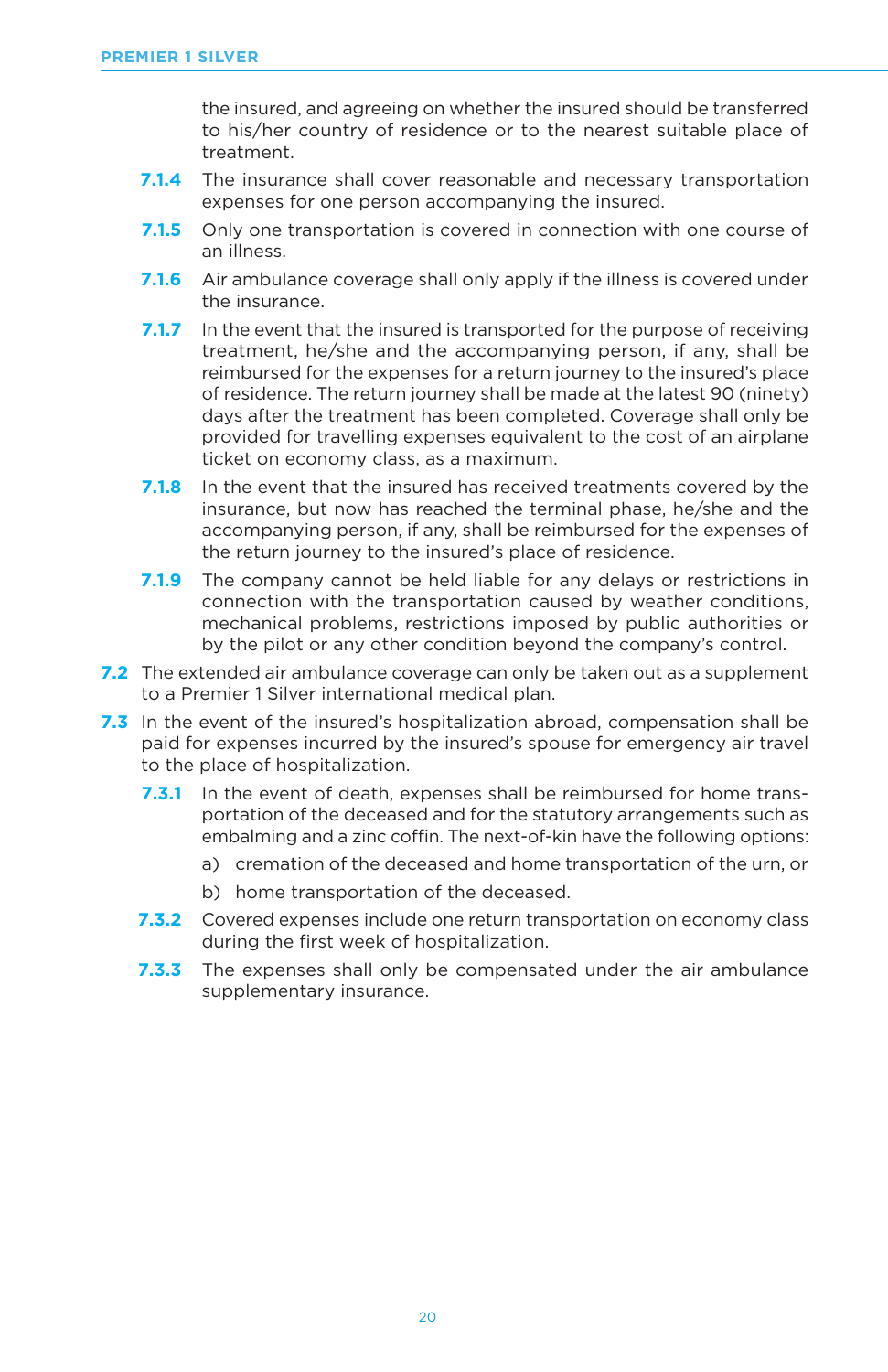the insured, and agreeing on whether the insured should be transferred to his/her country of residence or to the nearest suitable place of treatment.

**7.1.4** The insurance shall cover reasonable and necessary transportation expenses for one person accompanying the insured.

**7.1.5** Only one transportation is covered in connection with one course of an illness.

**7.1.6** Air ambulance coverage shall only apply if the illness is covered under the insurance.

**7.1.7** In the event that the insured is transported for the purpose of receiving treatment, he/she and the accompanying person, if any, shall be reimbursed for the expenses for a return journey to the insured's place of residence. The return journey shall be made at the latest 90 (ninety) days after the treatment has been completed. Coverage shall only be provided for travelling expenses equivalent to the cost of an airplane ticket on economy class, as a maximum.

**7.1.8** In the event that the insured has received treatments covered by the insurance, but now has reached the terminal phase, he/she and the accompanying person, if any, shall be reimbursed for the expenses of the return journey to the insured's place of residence.

**7.1.9** The company cannot be held liable for any delays or restrictions in connection with the transportation caused by weather conditions, mechanical problems, restrictions imposed by public authorities or by the pilot or any other condition beyond the company's control.

**7.2** The extended air ambulance coverage can only be taken out as a supplement to a Premier 1 Silver international medical plan.

**7.3** In the event of the insured's hospitalization abroad, compensation shall be paid for expenses incurred by the insured's spouse for emergency air travel to the place of hospitalization.

**7.3.1** In the event of death, expenses shall be reimbursed for home transportation of the deceased and for the statutory arrangements such as embalming and a zinc coffin. The next-of-kin have the following options:

a) cremation of the deceased and home transportation of the urn, or

b) home transportation of the deceased.

**7.3.2** Covered expenses include one return transportation on economy class during the first week of hospitalization.

**7.3.3** The expenses shall only be compensated under the air ambulance supplementary insurance.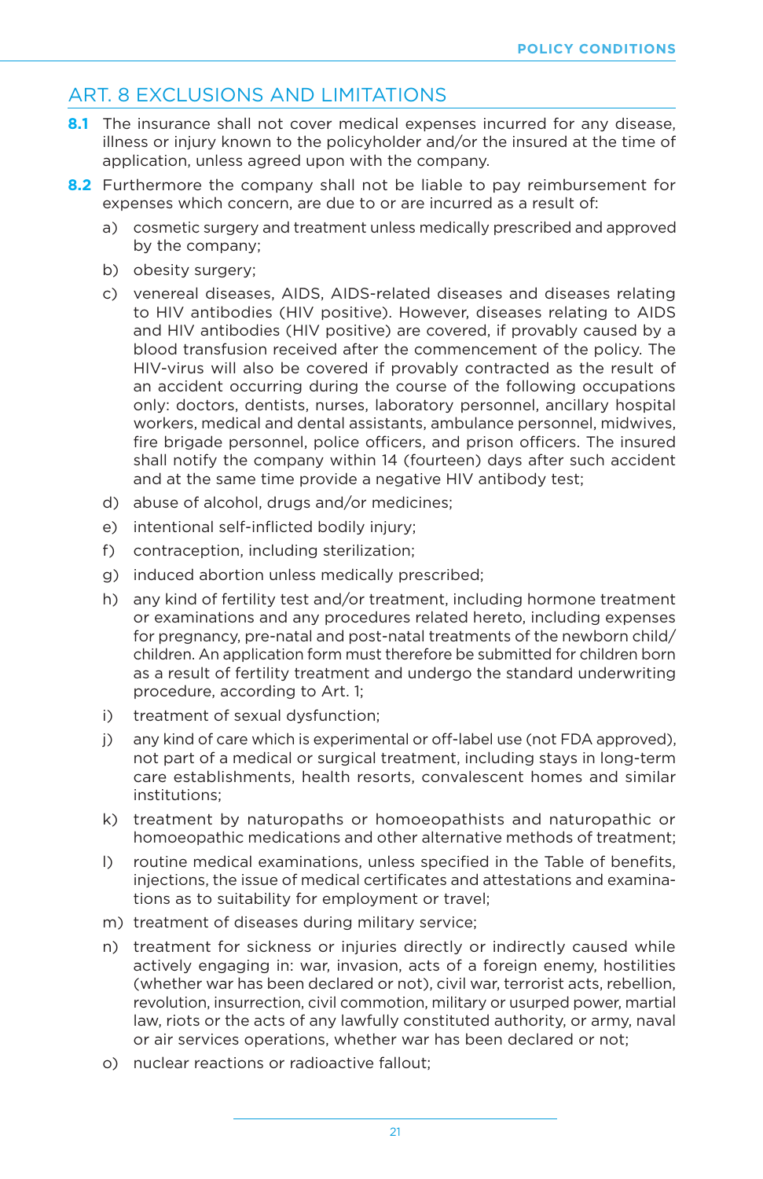## ART. 8 EXCLUSIONS AND LIMITATIONS

**8.1** The insurance shall not cover medical expenses incurred for any disease, illness or injury known to the policyholder and/or the insured at the time of application, unless agreed upon with the company.

**8.2** Furthermore the company shall not be liable to pay reimbursement for expenses which concern, are due to or are incurred as a result of:

a) cosmetic surgery and treatment unless medically prescribed and approved by the company;

b) obesity surgery;

c) venereal diseases, AIDS, AIDS-related diseases and diseases relating to HIV antibodies (HIV positive). However, diseases relating to AIDS and HIV antibodies (HIV positive) are covered, if provably caused by a blood transfusion received after the commencement of the policy. The HIV-virus will also be covered if provably contracted as the result of an accident occurring during the course of the following occupations only: doctors, dentists, nurses, laboratory personnel, ancillary hospital workers, medical and dental assistants, ambulance personnel, midwives, fire brigade personnel, police officers, and prison officers. The insured shall notify the company within 14 (fourteen) days after such accident and at the same time provide a negative HIV antibody test;

d) abuse of alcohol, drugs and/or medicines;

e) intentional self-inflicted bodily injury;

f) contraception, including sterilization;

g) induced abortion unless medically prescribed;

h) any kind of fertility test and/or treatment, including hormone treatment or examinations and any procedures related hereto, including expenses for pregnancy, pre-natal and post-natal treatments of the newborn child/children. An application form must therefore be submitted for children born as a result of fertility treatment and undergo the standard underwriting procedure, according to Art. 1;

i) treatment of sexual dysfunction;

j) any kind of care which is experimental or off-label use (not FDA approved), not part of a medical or surgical treatment, including stays in long-term care establishments, health resorts, convalescent homes and similar institutions;

k) treatment by naturopaths or homoeopathists and naturopathic or homoeopathic medications and other alternative methods of treatment;

l) routine medical examinations, unless specified in the Table of benefits, injections, the issue of medical certificates and attestations and examinations as to suitability for employment or travel;

m) treatment of diseases during military service;

n) treatment for sickness or injuries directly or indirectly caused while actively engaging in: war, invasion, acts of a foreign enemy, hostilities (whether war has been declared or not), civil war, terrorist acts, rebellion, revolution, insurrection, civil commotion, military or usurped power, martial law, riots or the acts of any lawfully constituted authority, or army, naval or air services operations, whether war has been declared or not;

o) nuclear reactions or radioactive fallout;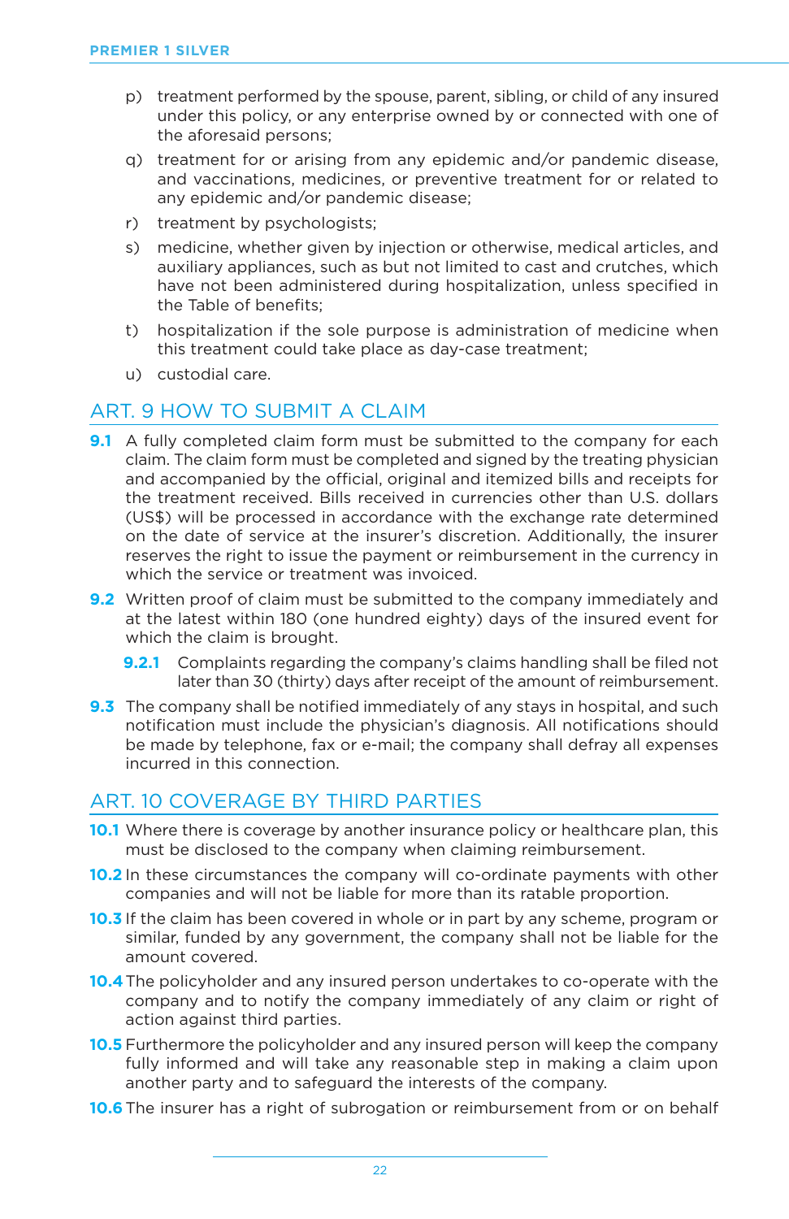p) treatment performed by the spouse, parent, sibling, or child of any insured under this policy, or any enterprise owned by or connected with one of the aforesaid persons;

q) treatment for or arising from any epidemic and/or pandemic disease, and vaccinations, medicines, or preventive treatment for or related to any epidemic and/or pandemic disease;

r) treatment by psychologists;

s) medicine, whether given by injection or otherwise, medical articles, and auxiliary appliances, such as but not limited to cast and crutches, which have not been administered during hospitalization, unless specified in the Table of benefits;

t) hospitalization if the sole purpose is administration of medicine when this treatment could take place as day-case treatment;

u) custodial care.

## ART. 9 HOW TO SUBMIT A CLAIM

**9.1** A fully completed claim form must be submitted to the company for each claim. The claim form must be completed and signed by the treating physician and accompanied by the official, original and itemized bills and receipts for the treatment received. Bills received in currencies other than U.S. dollars (US$) will be processed in accordance with the exchange rate determined on the date of service at the insurer's discretion. Additionally, the insurer reserves the right to issue the payment or reimbursement in the currency in which the service or treatment was invoiced.

**9.2** Written proof of claim must be submitted to the company immediately and at the latest within 180 (one hundred eighty) days of the insured event for which the claim is brought.

**9.2.1** Complaints regarding the company's claims handling shall be filed not later than 30 (thirty) days after receipt of the amount of reimbursement.

**9.3** The company shall be notified immediately of any stays in hospital, and such notification must include the physician's diagnosis. All notifications should be made by telephone, fax or e-mail; the company shall defray all expenses incurred in this connection.

## ART. 10 COVERAGE BY THIRD PARTIES

**10.1** Where there is coverage by another insurance policy or healthcare plan, this must be disclosed to the company when claiming reimbursement.

**10.2** In these circumstances the company will co-ordinate payments with other companies and will not be liable for more than its ratable proportion.

**10.3** If the claim has been covered in whole or in part by any scheme, program or similar, funded by any government, the company shall not be liable for the amount covered.

**10.4** The policyholder and any insured person undertakes to co-operate with the company and to notify the company immediately of any claim or right of action against third parties.

**10.5** Furthermore the policyholder and any insured person will keep the company fully informed and will take any reasonable step in making a claim upon another party and to safeguard the interests of the company.

**10.6** The insurer has a right of subrogation or reimbursement from or on behalf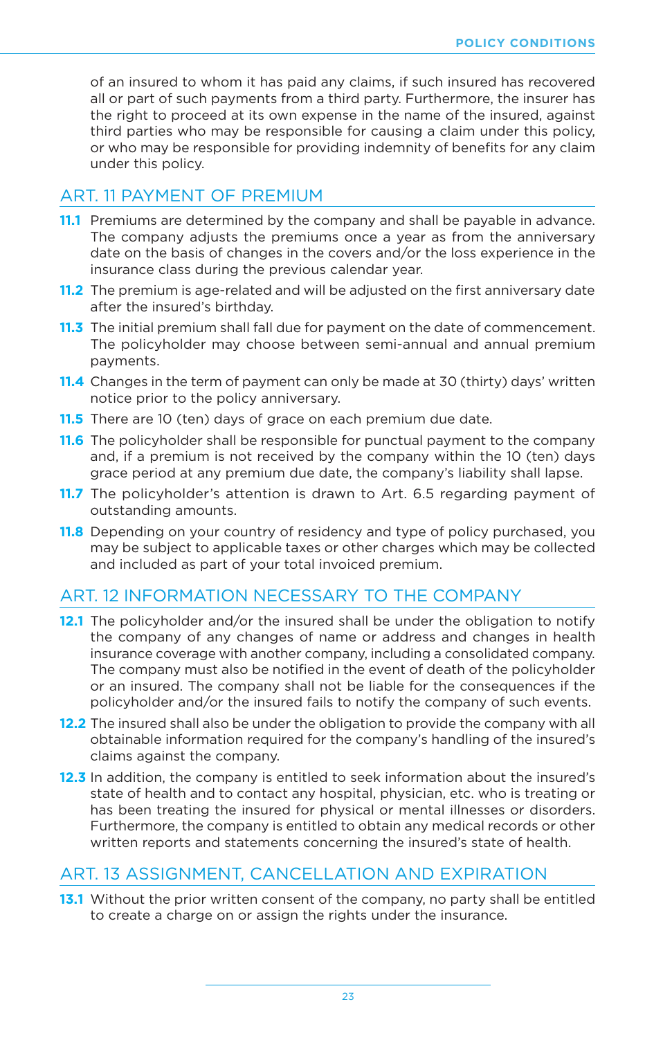of an insured to whom it has paid any claims, if such insured has recovered all or part of such payments from a third party. Furthermore, the insurer has the right to proceed at its own expense in the name of the insured, against third parties who may be responsible for causing a claim under this policy, or who may be responsible for providing indemnity of benefits for any claim under this policy.

## ART. 11 PAYMENT OF PREMIUM

**11.1** Premiums are determined by the company and shall be payable in advance. The company adjusts the premiums once a year as from the anniversary date on the basis of changes in the covers and/or the loss experience in the insurance class during the previous calendar year.

**11.2** The premium is age-related and will be adjusted on the first anniversary date after the insured's birthday.

**11.3** The initial premium shall fall due for payment on the date of commencement. The policyholder may choose between semi-annual and annual premium payments.

**11.4** Changes in the term of payment can only be made at 30 (thirty) days' written notice prior to the policy anniversary.

**11.5** There are 10 (ten) days of grace on each premium due date.

**11.6** The policyholder shall be responsible for punctual payment to the company and, if a premium is not received by the company within the 10 (ten) days grace period at any premium due date, the company's liability shall lapse.

**11.7** The policyholder's attention is drawn to Art. 6.5 regarding payment of outstanding amounts.

**11.8** Depending on your country of residency and type of policy purchased, you may be subject to applicable taxes or other charges which may be collected and included as part of your total invoiced premium.

## ART. 12 INFORMATION NECESSARY TO THE COMPANY

**12.1** The policyholder and/or the insured shall be under the obligation to notify the company of any changes of name or address and changes in health insurance coverage with another company, including a consolidated company. The company must also be notified in the event of death of the policyholder or an insured. The company shall not be liable for the consequences if the policyholder and/or the insured fails to notify the company of such events.

**12.2** The insured shall also be under the obligation to provide the company with all obtainable information required for the company's handling of the insured's claims against the company.

**12.3** In addition, the company is entitled to seek information about the insured's state of health and to contact any hospital, physician, etc. who is treating or has been treating the insured for physical or mental illnesses or disorders. Furthermore, the company is entitled to obtain any medical records or other written reports and statements concerning the insured's state of health.

## ART. 13 ASSIGNMENT, CANCELLATION AND EXPIRATION

**13.1** Without the prior written consent of the company, no party shall be entitled to create a charge on or assign the rights under the insurance.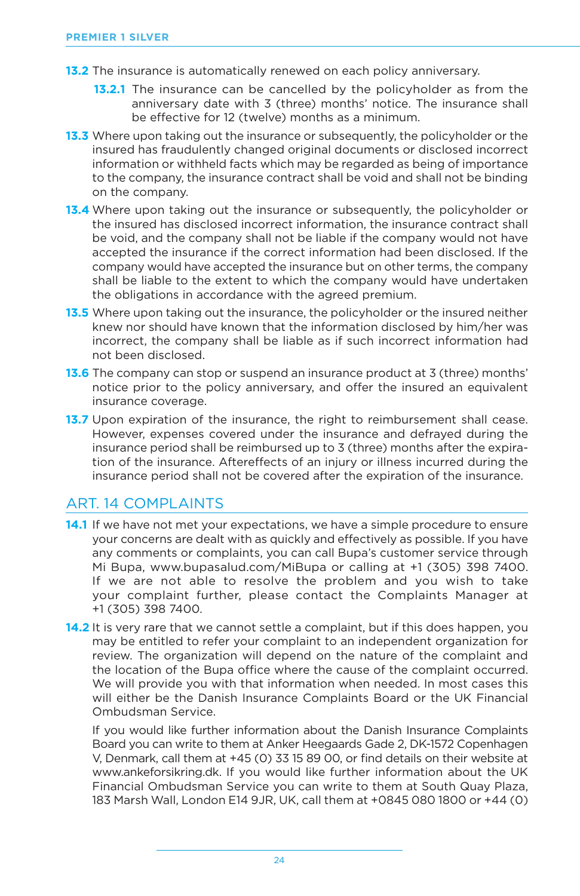**13.2** The insurance is automatically renewed on each policy anniversary.

> **13.2.1** The insurance can be cancelled by the policyholder as from the anniversary date with 3 (three) months' notice. The insurance shall be effective for 12 (twelve) months as a minimum.

**13.3** Where upon taking out the insurance or subsequently, the policyholder or the insured has fraudulently changed original documents or disclosed incorrect information or withheld facts which may be regarded as being of importance to the company, the insurance contract shall be void and shall not be binding on the company.

**13.4** Where upon taking out the insurance or subsequently, the policyholder or the insured has disclosed incorrect information, the insurance contract shall be void, and the company shall not be liable if the company would not have accepted the insurance if the correct information had been disclosed. If the company would have accepted the insurance but on other terms, the company shall be liable to the extent to which the company would have undertaken the obligations in accordance with the agreed premium.

**13.5** Where upon taking out the insurance, the policyholder or the insured neither knew nor should have known that the information disclosed by him/her was incorrect, the company shall be liable as if such incorrect information had not been disclosed.

**13.6** The company can stop or suspend an insurance product at 3 (three) months' notice prior to the policy anniversary, and offer the insured an equivalent insurance coverage.

**13.7** Upon expiration of the insurance, the right to reimbursement shall cease. However, expenses covered under the insurance and defrayed during the insurance period shall be reimbursed up to 3 (three) months after the expiration of the insurance. Aftereffects of an injury or illness incurred during the insurance period shall not be covered after the expiration of the insurance.

## ART. 14 COMPLAINTS

**14.1** If we have not met your expectations, we have a simple procedure to ensure your concerns are dealt with as quickly and effectively as possible. If you have any comments or complaints, you can call Bupa's customer service through Mi Bupa, www.bupasalud.com/MiBupa or calling at +1 (305) 398 7400. If we are not able to resolve the problem and you wish to take your complaint further, please contact the Complaints Manager at +1 (305) 398 7400.

**14.2** It is very rare that we cannot settle a complaint, but if this does happen, you may be entitled to refer your complaint to an independent organization for review. The organization will depend on the nature of the complaint and the location of the Bupa office where the cause of the complaint occurred. We will provide you with that information when needed. In most cases this will either be the Danish Insurance Complaints Board or the UK Financial Ombudsman Service.

If you would like further information about the Danish Insurance Complaints Board you can write to them at Anker Heegaards Gade 2, DK-1572 Copenhagen V, Denmark, call them at +45 (0) 33 15 89 00, or find details on their website at www.ankeforsikring.dk. If you would like further information about the UK Financial Ombudsman Service you can write to them at South Quay Plaza, 183 Marsh Wall, London E14 9JR, UK, call them at +0845 080 1800 or +44 (0)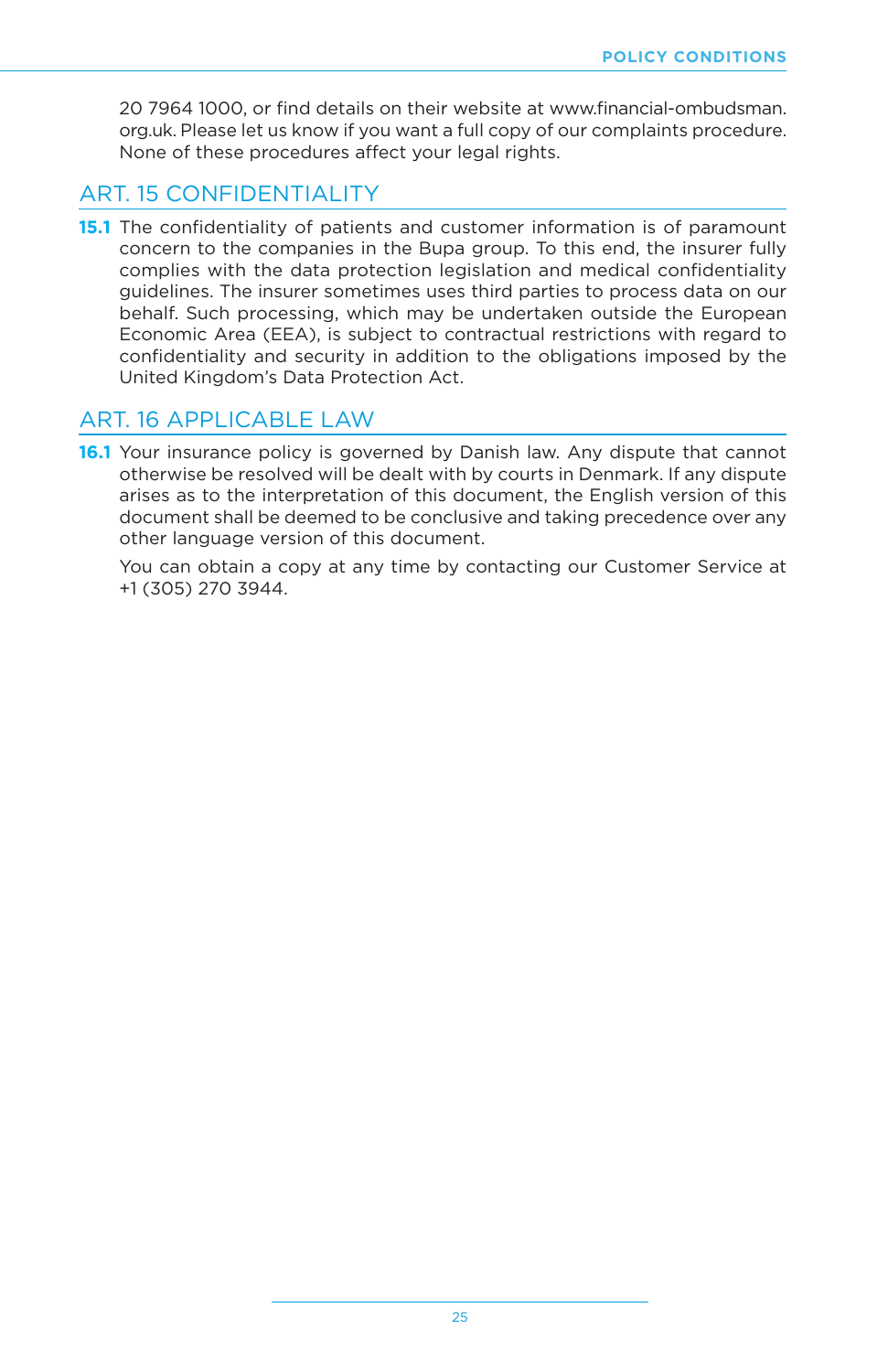20 7964 1000, or find details on their website at www.financial-ombudsman.org.uk. Please let us know if you want a full copy of our complaints procedure. None of these procedures affect your legal rights.

## ART. 15 CONFIDENTIALITY

**15.1** The confidentiality of patients and customer information is of paramount concern to the companies in the Bupa group. To this end, the insurer fully complies with the data protection legislation and medical confidentiality guidelines. The insurer sometimes uses third parties to process data on our behalf. Such processing, which may be undertaken outside the European Economic Area (EEA), is subject to contractual restrictions with regard to confidentiality and security in addition to the obligations imposed by the United Kingdom's Data Protection Act.

## ART. 16 APPLICABLE LAW

**16.1** Your insurance policy is governed by Danish law. Any dispute that cannot otherwise be resolved will be dealt with by courts in Denmark. If any dispute arises as to the interpretation of this document, the English version of this document shall be deemed to be conclusive and taking precedence over any other language version of this document.

You can obtain a copy at any time by contacting our Customer Service at +1 (305) 270 3944.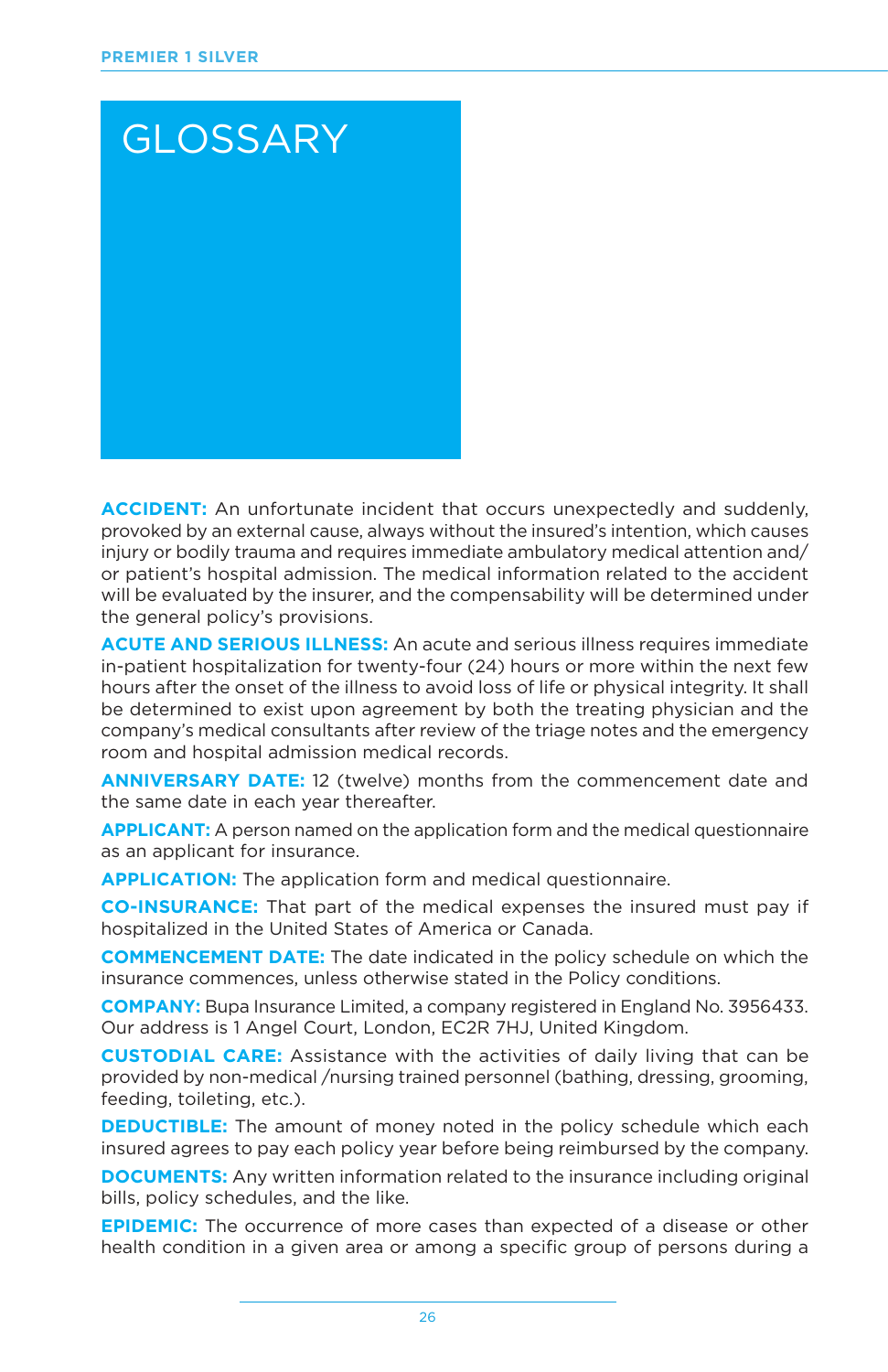# GLOSSARY

**ACCIDENT:** An unfortunate incident that occurs unexpectedly and suddenly, provoked by an external cause, always without the insured's intention, which causes injury or bodily trauma and requires immediate ambulatory medical attention and/or patient's hospital admission. The medical information related to the accident will be evaluated by the insurer, and the compensability will be determined under the general policy's provisions.

**ACUTE AND SERIOUS ILLNESS:** An acute and serious illness requires immediate in-patient hospitalization for twenty-four (24) hours or more within the next few hours after the onset of the illness to avoid loss of life or physical integrity. It shall be determined to exist upon agreement by both the treating physician and the company's medical consultants after review of the triage notes and the emergency room and hospital admission medical records.

**ANNIVERSARY DATE:** 12 (twelve) months from the commencement date and the same date in each year thereafter.

**APPLICANT:** A person named on the application form and the medical questionnaire as an applicant for insurance.

**APPLICATION:** The application form and medical questionnaire.

**CO-INSURANCE:** That part of the medical expenses the insured must pay if hospitalized in the United States of America or Canada.

**COMMENCEMENT DATE:** The date indicated in the policy schedule on which the insurance commences, unless otherwise stated in the Policy conditions.

**COMPANY:** Bupa Insurance Limited, a company registered in England No. 3956433. Our address is 1 Angel Court, London, EC2R 7HJ, United Kingdom.

**CUSTODIAL CARE:** Assistance with the activities of daily living that can be provided by non-medical /nursing trained personnel (bathing, dressing, grooming, feeding, toileting, etc.).

**DEDUCTIBLE:** The amount of money noted in the policy schedule which each insured agrees to pay each policy year before being reimbursed by the company.

**DOCUMENTS:** Any written information related to the insurance including original bills, policy schedules, and the like.

**EPIDEMIC:** The occurrence of more cases than expected of a disease or other health condition in a given area or among a specific group of persons during a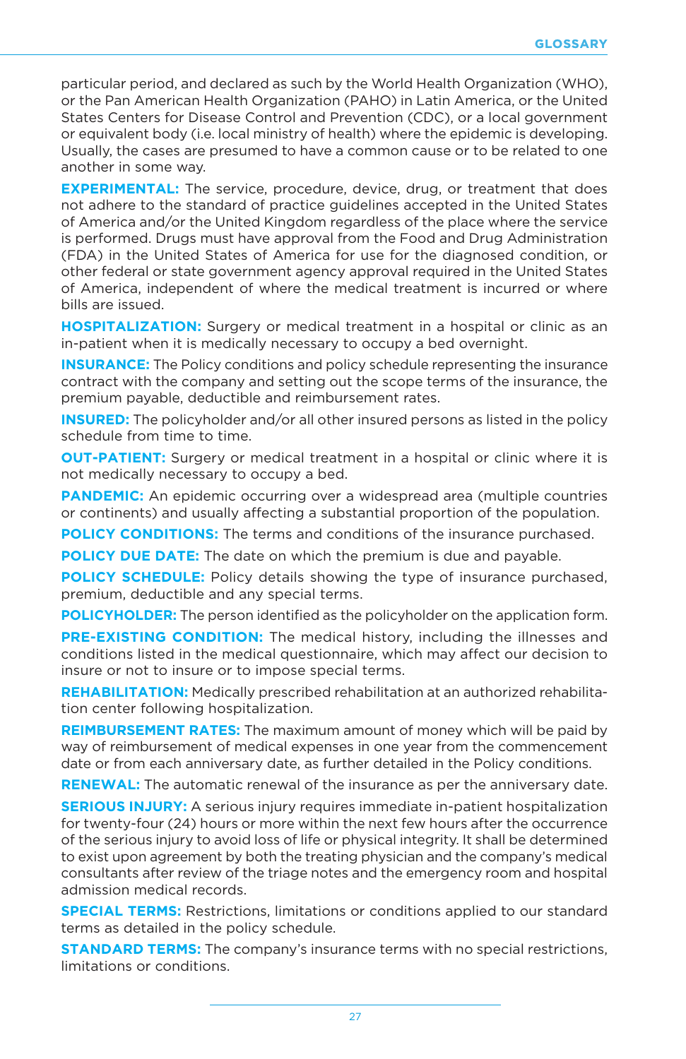particular period, and declared as such by the World Health Organization (WHO), or the Pan American Health Organization (PAHO) in Latin America, or the United States Centers for Disease Control and Prevention (CDC), or a local government or equivalent body (i.e. local ministry of health) where the epidemic is developing. Usually, the cases are presumed to have a common cause or to be related to one another in some way.

**EXPERIMENTAL:** The service, procedure, device, drug, or treatment that does not adhere to the standard of practice guidelines accepted in the United States of America and/or the United Kingdom regardless of the place where the service is performed. Drugs must have approval from the Food and Drug Administration (FDA) in the United States of America for use for the diagnosed condition, or other federal or state government agency approval required in the United States of America, independent of where the medical treatment is incurred or where bills are issued.

**HOSPITALIZATION:** Surgery or medical treatment in a hospital or clinic as an in-patient when it is medically necessary to occupy a bed overnight.

**INSURANCE:** The Policy conditions and policy schedule representing the insurance contract with the company and setting out the scope terms of the insurance, the premium payable, deductible and reimbursement rates.

**INSURED:** The policyholder and/or all other insured persons as listed in the policy schedule from time to time.

**OUT-PATIENT:** Surgery or medical treatment in a hospital or clinic where it is not medically necessary to occupy a bed.

**PANDEMIC:** An epidemic occurring over a widespread area (multiple countries or continents) and usually affecting a substantial proportion of the population.

**POLICY CONDITIONS:** The terms and conditions of the insurance purchased.

**POLICY DUE DATE:** The date on which the premium is due and payable.

**POLICY SCHEDULE:** Policy details showing the type of insurance purchased, premium, deductible and any special terms.

**POLICYHOLDER:** The person identified as the policyholder on the application form.

**PRE-EXISTING CONDITION:** The medical history, including the illnesses and conditions listed in the medical questionnaire, which may affect our decision to insure or not to insure or to impose special terms.

**REHABILITATION:** Medically prescribed rehabilitation at an authorized rehabilitation center following hospitalization.

**REIMBURSEMENT RATES:** The maximum amount of money which will be paid by way of reimbursement of medical expenses in one year from the commencement date or from each anniversary date, as further detailed in the Policy conditions.

**RENEWAL:** The automatic renewal of the insurance as per the anniversary date.

**SERIOUS INJURY:** A serious injury requires immediate in-patient hospitalization for twenty-four (24) hours or more within the next few hours after the occurrence of the serious injury to avoid loss of life or physical integrity. It shall be determined to exist upon agreement by both the treating physician and the company's medical consultants after review of the triage notes and the emergency room and hospital admission medical records.

**SPECIAL TERMS:** Restrictions, limitations or conditions applied to our standard terms as detailed in the policy schedule.

**STANDARD TERMS:** The company's insurance terms with no special restrictions, limitations or conditions.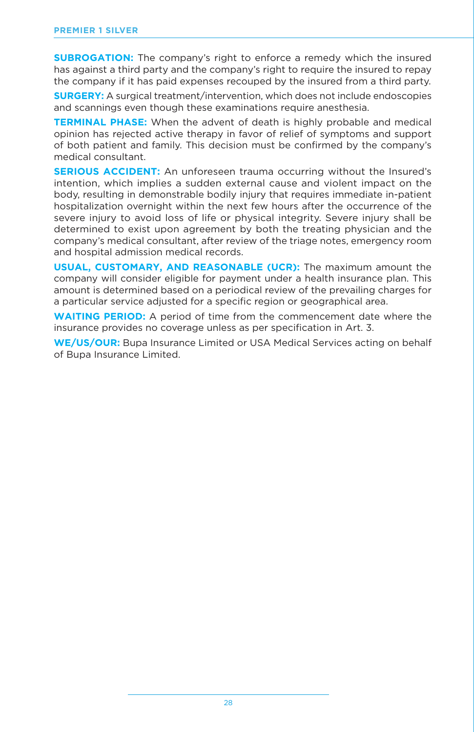**SUBROGATION:** The company's right to enforce a remedy which the insured has against a third party and the company's right to require the insured to repay the company if it has paid expenses recouped by the insured from a third party.

**SURGERY:** A surgical treatment/intervention, which does not include endoscopies and scannings even though these examinations require anesthesia.

**TERMINAL PHASE:** When the advent of death is highly probable and medical opinion has rejected active therapy in favor of relief of symptoms and support of both patient and family. This decision must be confirmed by the company's medical consultant.

**SERIOUS ACCIDENT:** An unforeseen trauma occurring without the Insured's intention, which implies a sudden external cause and violent impact on the body, resulting in demonstrable bodily injury that requires immediate in-patient hospitalization overnight within the next few hours after the occurrence of the severe injury to avoid loss of life or physical integrity. Severe injury shall be determined to exist upon agreement by both the treating physician and the company's medical consultant, after review of the triage notes, emergency room and hospital admission medical records.

**USUAL, CUSTOMARY, AND REASONABLE (UCR):** The maximum amount the company will consider eligible for payment under a health insurance plan. This amount is determined based on a periodical review of the prevailing charges for a particular service adjusted for a specific region or geographical area.

**WAITING PERIOD:** A period of time from the commencement date where the insurance provides no coverage unless as per specification in Art. 3.

**WE/US/OUR:** Bupa Insurance Limited or USA Medical Services acting on behalf of Bupa Insurance Limited.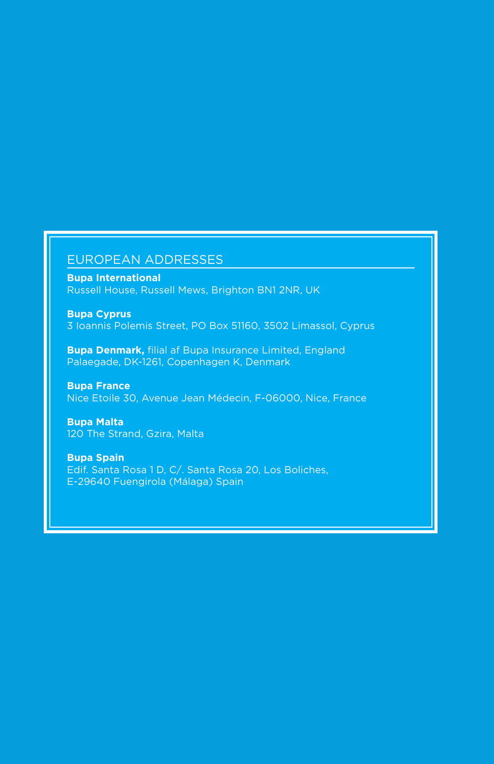## EUROPEAN ADDRESSES

**Bupa International**
Russell House, Russell Mews, Brighton BN1 2NR, UK

**Bupa Cyprus**
3 Ioannis Polemis Street, PO Box 51160, 3502 Limassol, Cyprus

**Bupa Denmark,** filial af Bupa Insurance Limited, England
Palaegade, DK-1261, Copenhagen K, Denmark

**Bupa France**
Nice Etoile 30, Avenue Jean Médecin, F-06000, Nice, France

**Bupa Malta**
120 The Strand, Gzira, Malta

**Bupa Spain**
Edif. Santa Rosa 1 D, C/. Santa Rosa 20, Los Boliches,
E-29640 Fuengirola (Málaga) Spain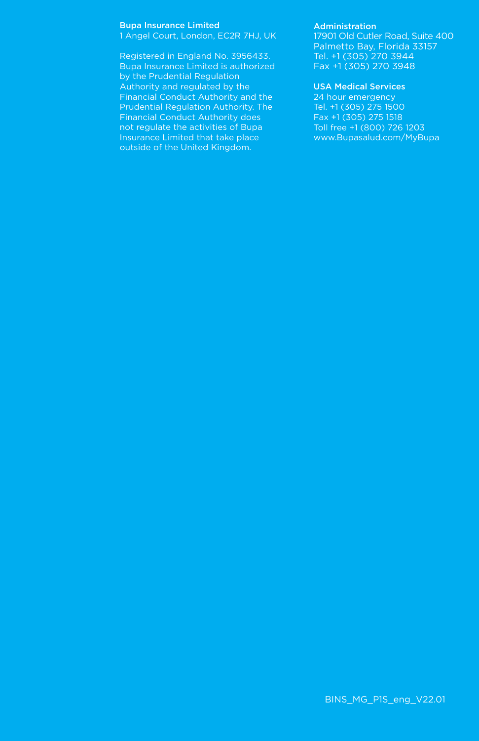**Bupa Insurance Limited**
1 Angel Court, London, EC2R 7HJ, UK

Registered in England No. 3956433. Bupa Insurance Limited is authorized by the Prudential Regulation Authority and regulated by the Financial Conduct Authority and the Prudential Regulation Authority. The Financial Conduct Authority does not regulate the activities of Bupa Insurance Limited that take place outside of the United Kingdom.

**Administration**
17901 Old Cutler Road, Suite 400
Palmetto Bay, Florida 33157
Tel. +1 (305) 270 3944
Fax +1 (305) 270 3948

**USA Medical Services**
24 hour emergency
Tel. +1 (305) 275 1500
Fax +1 (305) 275 1518
Toll free +1 (800) 726 1203
www.Bupasalud.com/MyBupa

BINS_MG_P1S_eng_V22.01